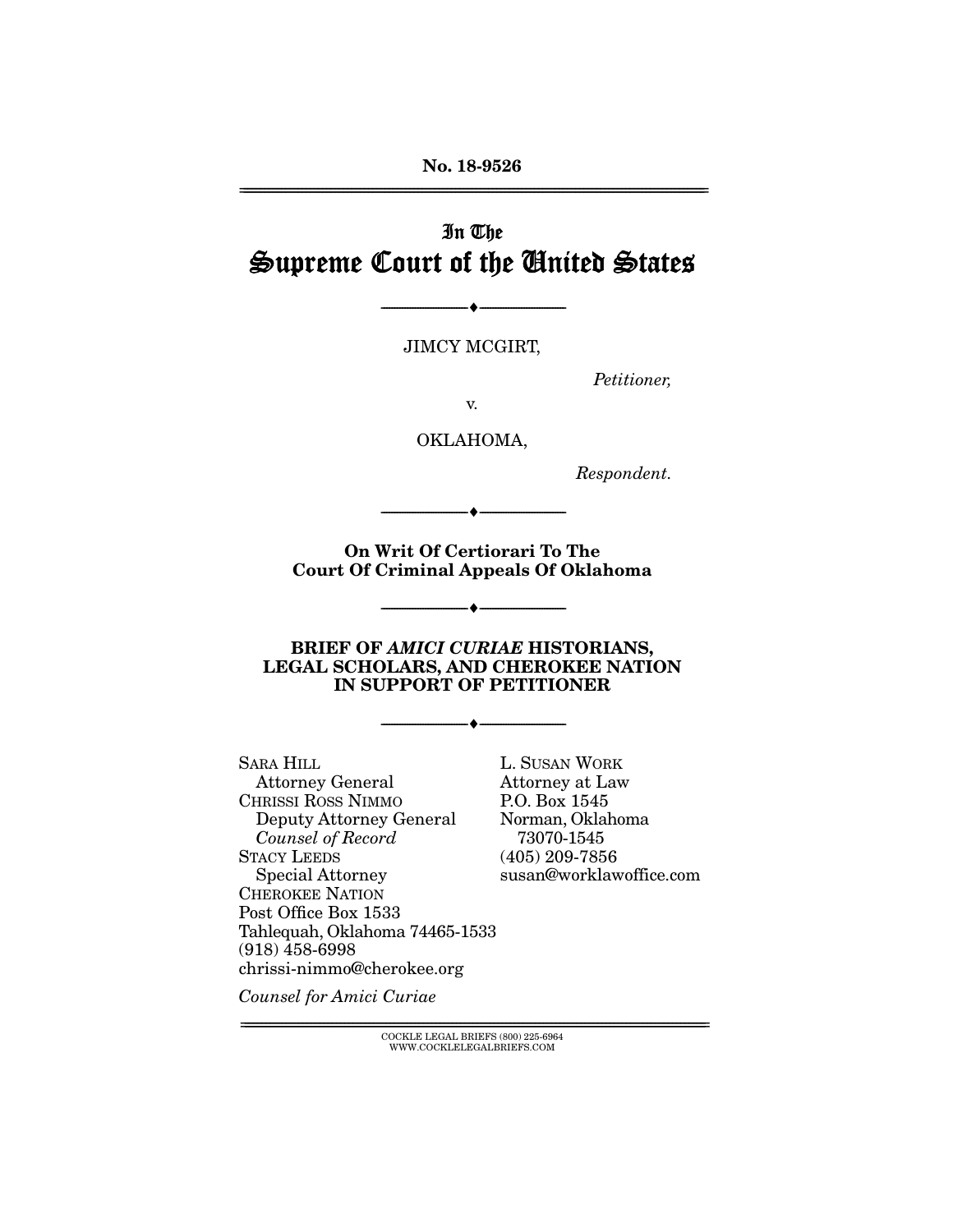No. 18-9526

# In The Supreme Court of the United States

---

JIMCY MCGIRT,

*Petitioner,*

v.

OKLAHOMA,

*Respondent.*

---

**On Writ Of Certiorari To The Court Of Criminal Appeals Of Oklahoma**

---

**BRIEF OF *AMICI CURIAE* HISTORIANS, LEGAL SCHOLARS, AND CHEROKEE NATION IN SUPPORT OF PETITIONER**

---

SARA HILL
Attorney General
CHRISSI ROSS NIMMO
Deputy Attorney General
*Counsel of Record*
STACY LEEDS
Special Attorney
CHEROKEE NATION
Post Office Box 1533
Tahlequah, Oklahoma 74465-1533
(918) 458-6998
chrissi-nimmo@cherokee.org

L. SUSAN WORK
Attorney at Law
P.O. Box 1545
Norman, Oklahoma
73070-1545
(405) 209-7856
susan@worklawoffice.com

*Counsel for Amici Curiae*

COCKLE LEGAL BRIEFS (800) 225-6964
WWW.COCKLELEGALBRIEFS.COM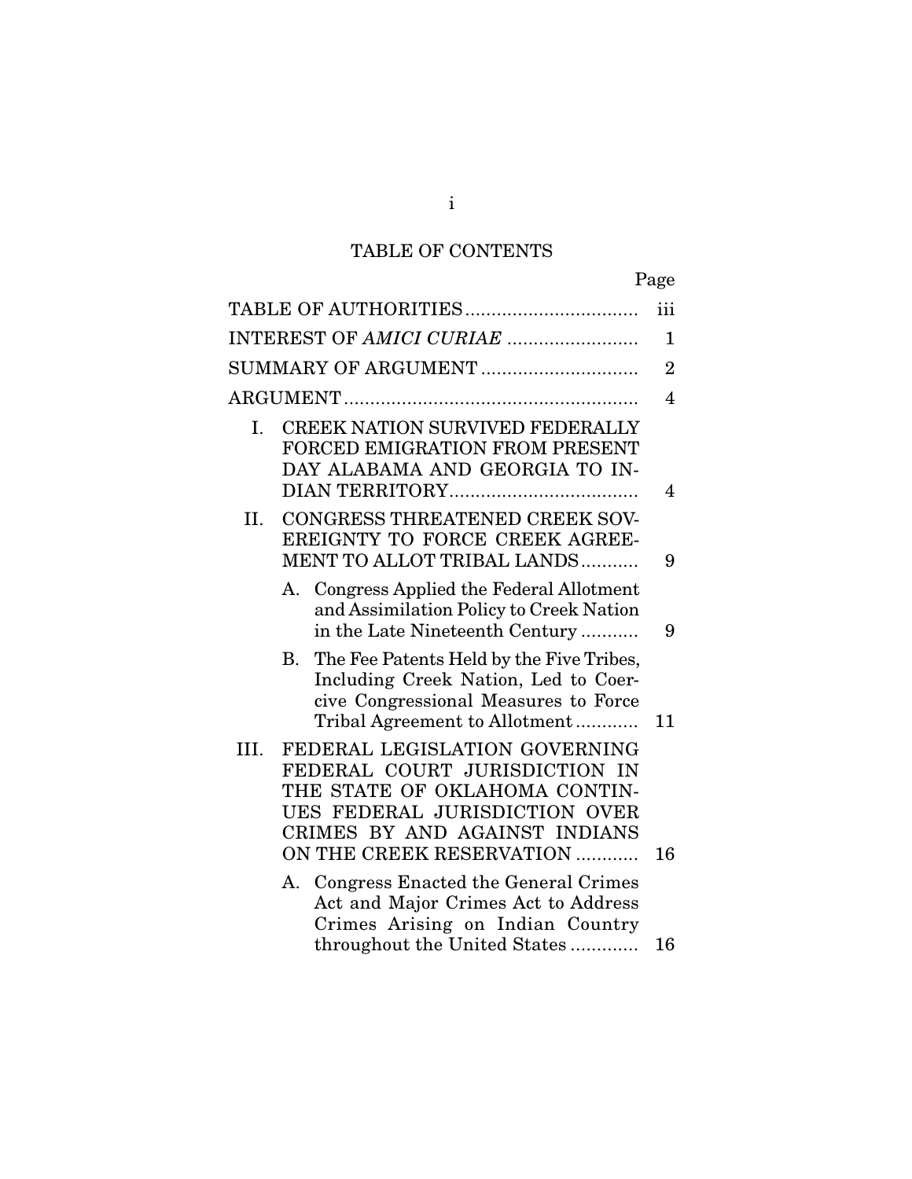# TABLE OF CONTENTS

| | Page |
|---|---|
| TABLE OF AUTHORITIES | iii |
| INTEREST OF *AMICI CURIAE* | 1 |
| SUMMARY OF ARGUMENT | 2 |
| ARGUMENT | 4 |
| I. CREEK NATION SURVIVED FEDERALLY FORCED EMIGRATION FROM PRESENT DAY ALABAMA AND GEORGIA TO INDIAN TERRITORY | 4 |
| II. CONGRESS THREATENED CREEK SOVEREIGNTY TO FORCE CREEK AGREEMENT TO ALLOT TRIBAL LANDS | 9 |
| A. Congress Applied the Federal Allotment and Assimilation Policy to Creek Nation in the Late Nineteenth Century | 9 |
| B. The Fee Patents Held by the Five Tribes, Including Creek Nation, Led to Coercive Congressional Measures to Force Tribal Agreement to Allotment | 11 |
| III. FEDERAL LEGISLATION GOVERNING FEDERAL COURT JURISDICTION IN THE STATE OF OKLAHOMA CONTINUES FEDERAL JURISDICTION OVER CRIMES BY AND AGAINST INDIANS ON THE CREEK RESERVATION | 16 |
| A. Congress Enacted the General Crimes Act and Major Crimes Act to Address Crimes Arising on Indian Country throughout the United States | 16 |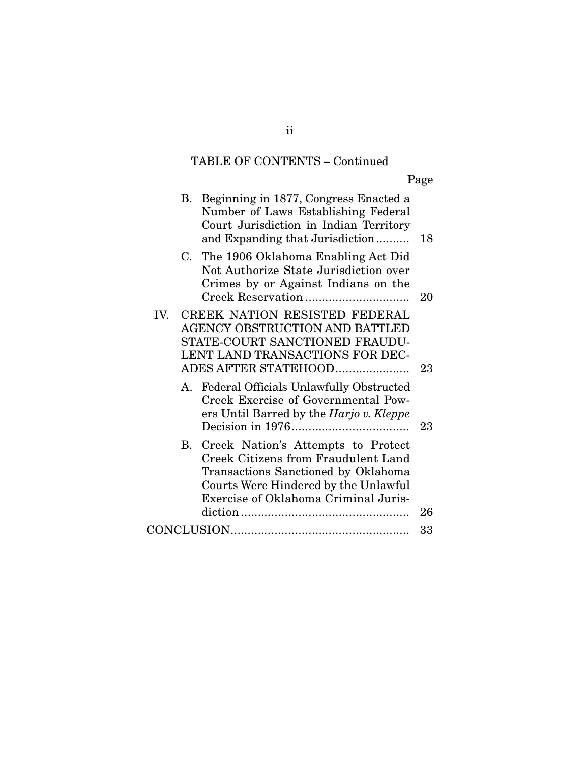TABLE OF CONTENTS – Continued

| | Page |
|---|---|
| B. Beginning in 1877, Congress Enacted a Number of Laws Establishing Federal Court Jurisdiction in Indian Territory and Expanding that Jurisdiction | 18 |
| C. The 1906 Oklahoma Enabling Act Did Not Authorize State Jurisdiction over Crimes by or Against Indians on the Creek Reservation | 20 |
| IV. CREEK NATION RESISTED FEDERAL AGENCY OBSTRUCTION AND BATTLED STATE-COURT SANCTIONED FRAUDULENT LAND TRANSACTIONS FOR DECADES AFTER STATEHOOD | 23 |
| A. Federal Officials Unlawfully Obstructed Creek Exercise of Governmental Powers Until Barred by the *Harjo v. Kleppe* Decision in 1976 | 23 |
| B. Creek Nation's Attempts to Protect Creek Citizens from Fraudulent Land Transactions Sanctioned by Oklahoma Courts Were Hindered by the Unlawful Exercise of Oklahoma Criminal Jurisdiction | 26 |
| CONCLUSION | 33 |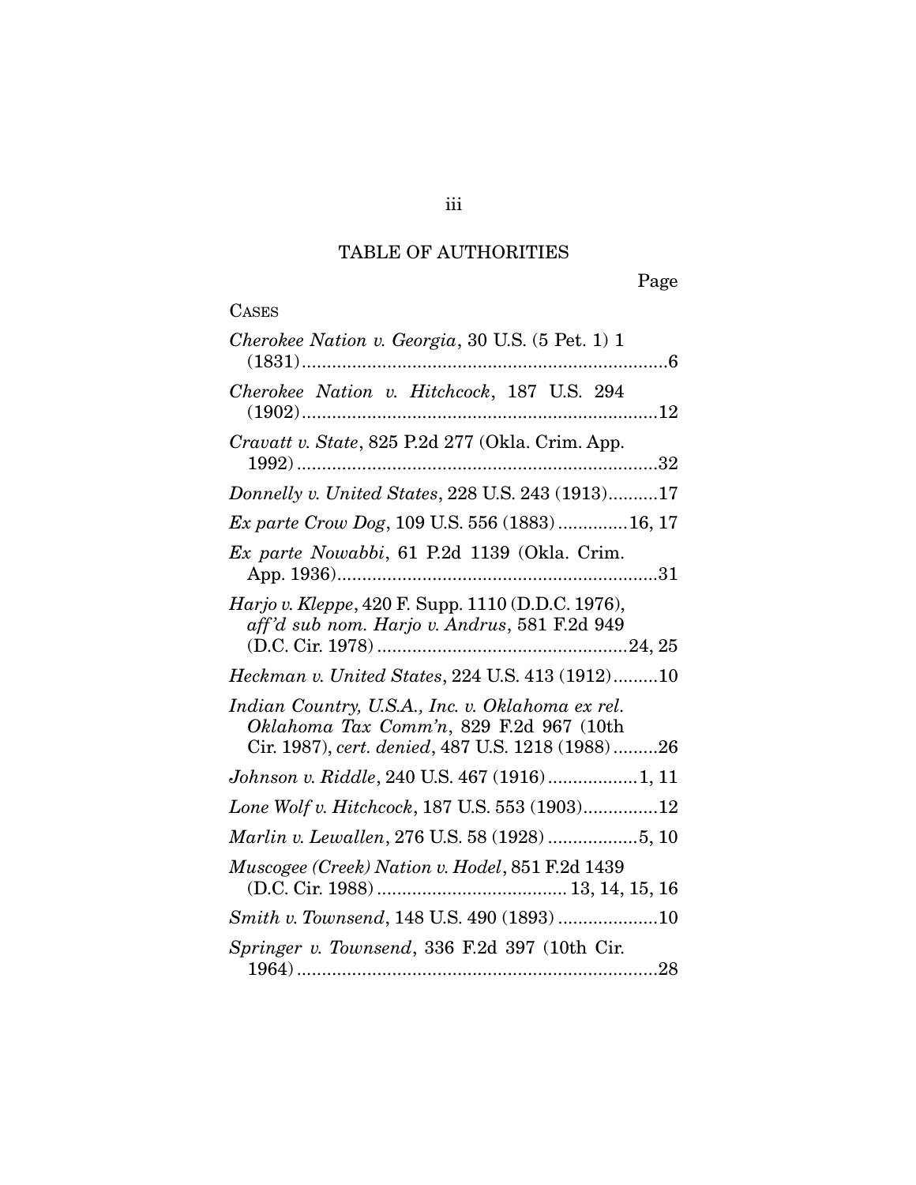# TABLE OF AUTHORITIES

Page

CASES

*Cherokee Nation v. Georgia*, 30 U.S. (5 Pet. 1) 1 (1831).........................................................................6

*Cherokee Nation v. Hitchcock*, 187 U.S. 294 (1902).......................................................................12

*Cravatt v. State*, 825 P.2d 277 (Okla. Crim. App. 1992).......................................................................32

*Donnelly v. United States*, 228 U.S. 243 (1913)..........17

*Ex parte Crow Dog*, 109 U.S. 556 (1883).............16, 17

*Ex parte Nowabbi*, 61 P.2d 1139 (Okla. Crim. App. 1936)...............................................................31

*Harjo v. Kleppe*, 420 F. Supp. 1110 (D.D.C. 1976), *aff'd sub nom. Harjo v. Andrus*, 581 F.2d 949 (D.C. Cir. 1978)..................................................24, 25

*Heckman v. United States*, 224 U.S. 413 (1912).........10

*Indian Country, U.S.A., Inc. v. Oklahoma ex rel. Oklahoma Tax Comm'n*, 829 F.2d 967 (10th Cir. 1987), *cert. denied*, 487 U.S. 1218 (1988).........26

*Johnson v. Riddle*, 240 U.S. 467 (1916)..................1, 11

*Lone Wolf v. Hitchcock*, 187 U.S. 553 (1903)...............12

*Marlin v. Lewallen*, 276 U.S. 58 (1928)..................5, 10

*Muscogee (Creek) Nation v. Hodel*, 851 F.2d 1439 (D.C. Cir. 1988)..................................... 13, 14, 15, 16

*Smith v. Townsend*, 148 U.S. 490 (1893)....................10

*Springer v. Townsend*, 336 F.2d 397 (10th Cir. 1964).......................................................................28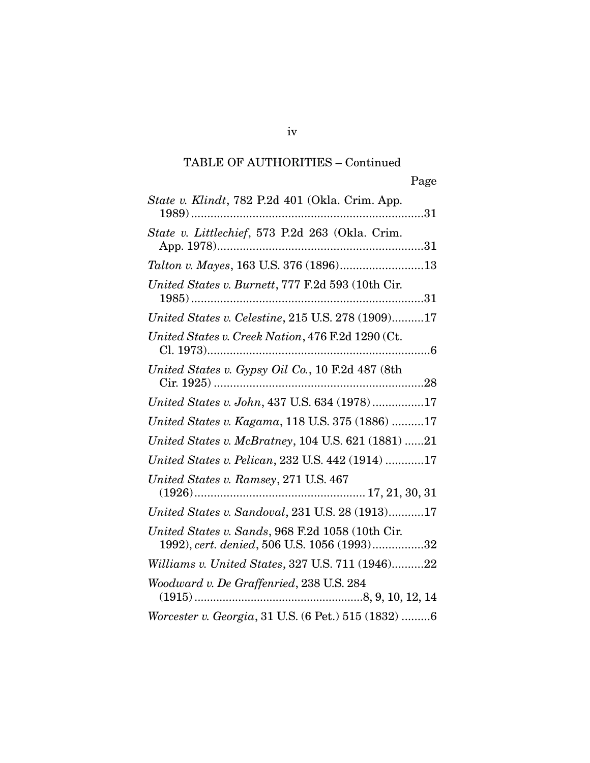TABLE OF AUTHORITIES – Continued

| | Page |
|---|---|
| *State v. Klindt*, 782 P.2d 401 (Okla. Crim. App. 1989) | 31 |
| *State v. Littlechief*, 573 P.2d 263 (Okla. Crim. App. 1978) | 31 |
| *Talton v. Mayes*, 163 U.S. 376 (1896) | 13 |
| *United States v. Burnett*, 777 F.2d 593 (10th Cir. 1985) | 31 |
| *United States v. Celestine*, 215 U.S. 278 (1909) | 17 |
| *United States v. Creek Nation*, 476 F.2d 1290 (Ct. Cl. 1973) | 6 |
| *United States v. Gypsy Oil Co.*, 10 F.2d 487 (8th Cir. 1925) | 28 |
| *United States v. John*, 437 U.S. 634 (1978) | 17 |
| *United States v. Kagama*, 118 U.S. 375 (1886) | 17 |
| *United States v. McBratney*, 104 U.S. 621 (1881) | 21 |
| *United States v. Pelican*, 232 U.S. 442 (1914) | 17 |
| *United States v. Ramsey*, 271 U.S. 467 (1926) | 17, 21, 30, 31 |
| *United States v. Sandoval*, 231 U.S. 28 (1913) | 17 |
| *United States v. Sands*, 968 F.2d 1058 (10th Cir. 1992), *cert. denied*, 506 U.S. 1056 (1993) | 32 |
| *Williams v. United States*, 327 U.S. 711 (1946) | 22 |
| *Woodward v. De Graffenried*, 238 U.S. 284 (1915) | 8, 9, 10, 12, 14 |
| *Worcester v. Georgia*, 31 U.S. (6 Pet.) 515 (1832) | 6 |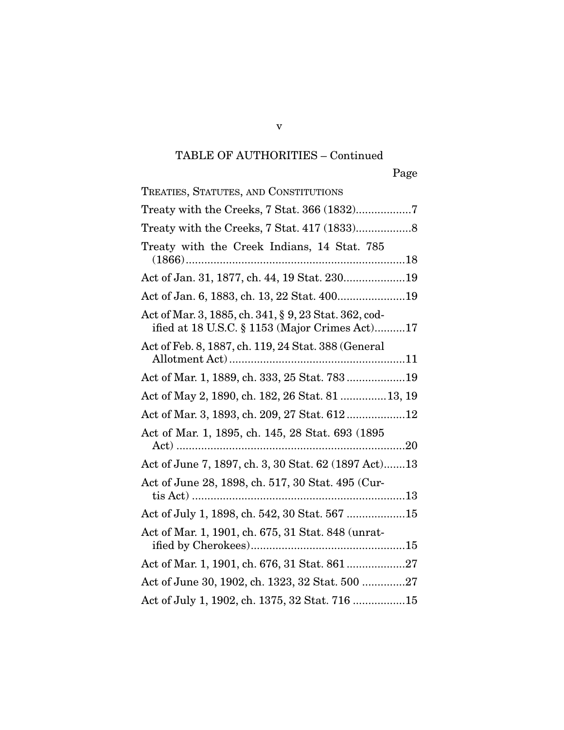TABLE OF AUTHORITIES – Continued

Page

TREATIES, STATUTES, AND CONSTITUTIONS

Treaty with the Creeks, 7 Stat. 366 (1832)..................7

Treaty with the Creeks, 7 Stat. 417 (1833)..................8

Treaty with the Creek Indians, 14 Stat. 785 (1866).......................................................................18

Act of Jan. 31, 1877, ch. 44, 19 Stat. 230....................19

Act of Jan. 6, 1883, ch. 13, 22 Stat. 400......................19

Act of Mar. 3, 1885, ch. 341, § 9, 23 Stat. 362, codified at 18 U.S.C. § 1153 (Major Crimes Act)..........17

Act of Feb. 8, 1887, ch. 119, 24 Stat. 388 (General Allotment Act).........................................................11

Act of Mar. 1, 1889, ch. 333, 25 Stat. 783...................19

Act of May 2, 1890, ch. 182, 26 Stat. 81 ...............13, 19

Act of Mar. 3, 1893, ch. 209, 27 Stat. 612...................12

Act of Mar. 1, 1895, ch. 145, 28 Stat. 693 (1895 Act) ..........................................................................20

Act of June 7, 1897, ch. 3, 30 Stat. 62 (1897 Act).......13

Act of June 28, 1898, ch. 517, 30 Stat. 495 (Curtis Act) .....................................................................13

Act of July 1, 1898, ch. 542, 30 Stat. 567 ...................15

Act of Mar. 1, 1901, ch. 675, 31 Stat. 848 (unratified by Cherokees)..................................................15

Act of Mar. 1, 1901, ch. 676, 31 Stat. 861...................27

Act of June 30, 1902, ch. 1323, 32 Stat. 500 ..............27

Act of July 1, 1902, ch. 1375, 32 Stat. 716 .................15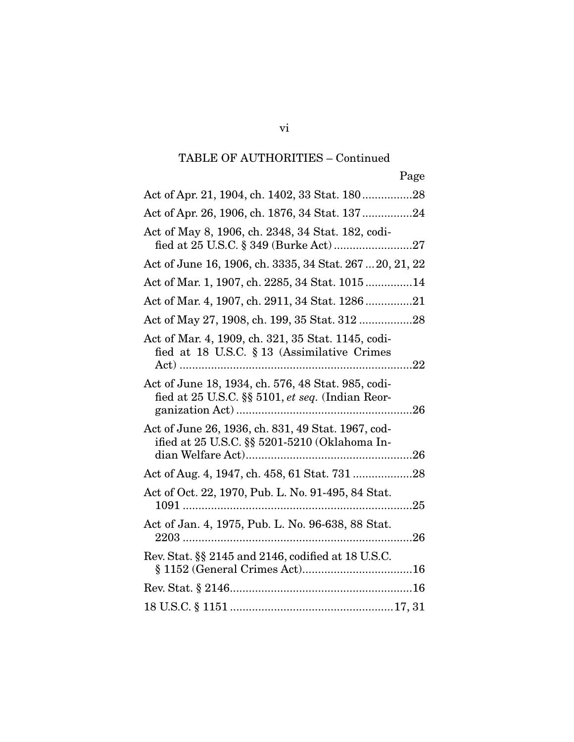TABLE OF AUTHORITIES – Continued

| | Page |
|---|---|
| Act of Apr. 21, 1904, ch. 1402, 33 Stat. 180 | 28 |
| Act of Apr. 26, 1906, ch. 1876, 34 Stat. 137 | 24 |
| Act of May 8, 1906, ch. 2348, 34 Stat. 182, codified at 25 U.S.C. § 349 (Burke Act) | 27 |
| Act of June 16, 1906, ch. 3335, 34 Stat. 267 | 20, 21, 22 |
| Act of Mar. 1, 1907, ch. 2285, 34 Stat. 1015 | 14 |
| Act of Mar. 4, 1907, ch. 2911, 34 Stat. 1286 | 21 |
| Act of May 27, 1908, ch. 199, 35 Stat. 312 | 28 |
| Act of Mar. 4, 1909, ch. 321, 35 Stat. 1145, codified at 18 U.S.C. § 13 (Assimilative Crimes Act) | 22 |
| Act of June 18, 1934, ch. 576, 48 Stat. 985, codified at 25 U.S.C. §§ 5101, *et seq.* (Indian Reorganization Act) | 26 |
| Act of June 26, 1936, ch. 831, 49 Stat. 1967, codified at 25 U.S.C. §§ 5201-5210 (Oklahoma Indian Welfare Act) | 26 |
| Act of Aug. 4, 1947, ch. 458, 61 Stat. 731 | 28 |
| Act of Oct. 22, 1970, Pub. L. No. 91-495, 84 Stat. 1091 | 25 |
| Act of Jan. 4, 1975, Pub. L. No. 96-638, 88 Stat. 2203 | 26 |
| Rev. Stat. §§ 2145 and 2146, codified at 18 U.S.C. § 1152 (General Crimes Act) | 16 |
| Rev. Stat. § 2146 | 16 |
| 18 U.S.C. § 1151 | 17, 31 |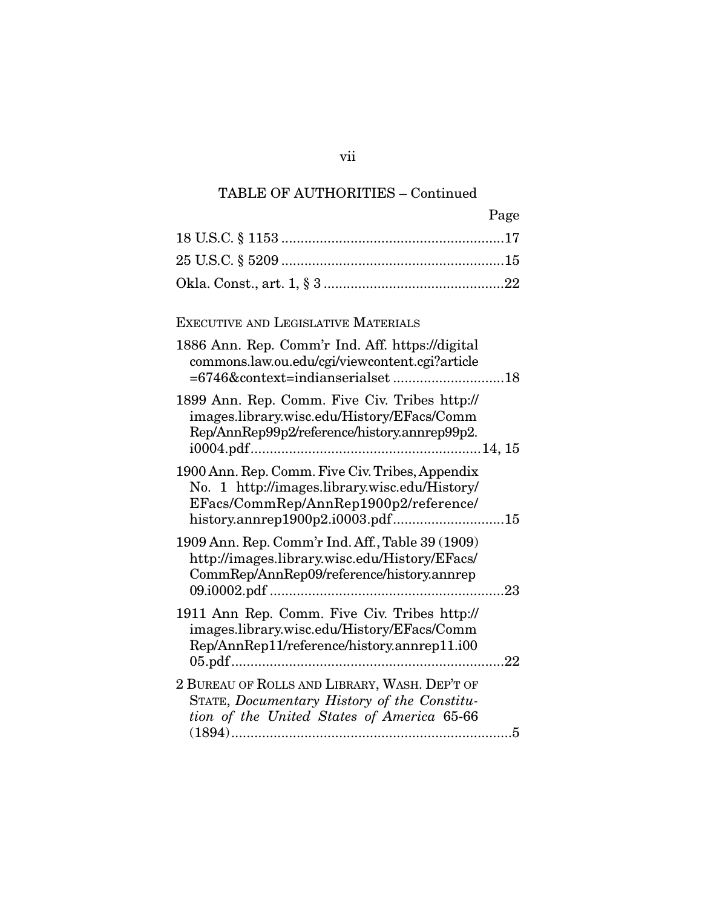TABLE OF AUTHORITIES – Continued

Page

18 U.S.C. § 1153 ..........................................................17

25 U.S.C. § 5209 ..........................................................15

Okla. Const., art. 1, § 3 ...............................................22

EXECUTIVE AND LEGISLATIVE MATERIALS

1886 Ann. Rep. Comm'r Ind. Aff. https://digitalcommons.law.ou.edu/cgi/viewcontent.cgi?article=6746&context=indianserialset .............................18

1899 Ann. Rep. Comm. Five Civ. Tribes http://images.library.wisc.edu/History/EFacs/CommRep/AnnRep99p2/reference/history.annrep99p2.i0004.pdf...........................................................14, 15

1900 Ann. Rep. Comm. Five Civ. Tribes, Appendix No. 1 http://images.library.wisc.edu/History/EFacs/CommRep/AnnRep1900p2/reference/history.annrep1900p2.i0003.pdf.............................15

1909 Ann. Rep. Comm'r Ind. Aff., Table 39 (1909) http://images.library.wisc.edu/History/EFacs/CommRep/AnnRep09/reference/history.annrep09.i0002.pdf .............................................................23

1911 Ann Rep. Comm. Five Civ. Tribes http://images.library.wisc.edu/History/EFacs/CommRep/AnnRep11/reference/history.annrep11.i0005.pdf......................................................................22

2 BUREAU OF ROLLS AND LIBRARY, WASH. DEP'T OF STATE, *Documentary History of the Constitution of the United States of America* 65-66 (1894)..........................................................................5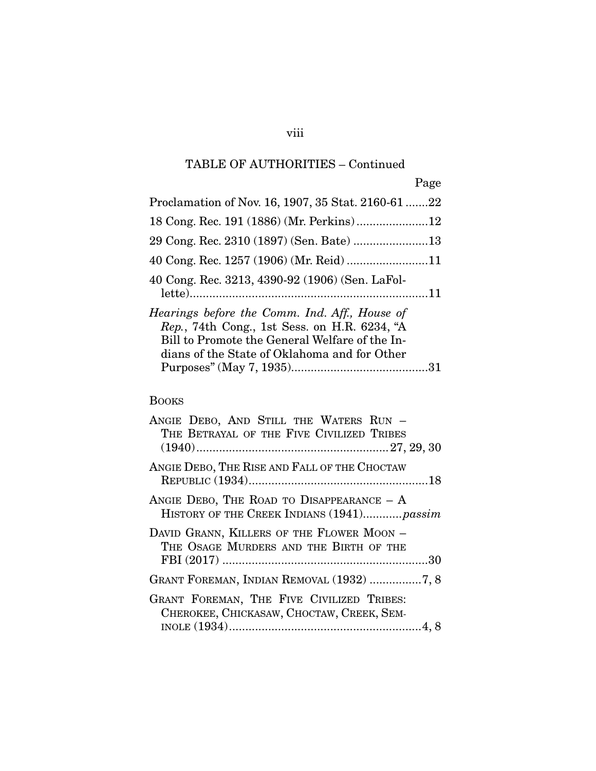TABLE OF AUTHORITIES – Continued

Page

Proclamation of Nov. 16, 1907, 35 Stat. 2160-61 .......22

18 Cong. Rec. 191 (1886) (Mr. Perkins) ......................12

29 Cong. Rec. 2310 (1897) (Sen. Bate) .......................13

40 Cong. Rec. 1257 (1906) (Mr. Reid) .........................11

40 Cong. Rec. 3213, 4390-92 (1906) (Sen. LaFollette).........................................................................11

*Hearings before the Comm. Ind. Aff., House of Rep.*, 74th Cong., 1st Sess. on H.R. 6234, "A Bill to Promote the General Welfare of the Indians of the State of Oklahoma and for Other Purposes" (May 7, 1935)..........................................31

BOOKS

ANGIE DEBO, AND STILL THE WATERS RUN – THE BETRAYAL OF THE FIVE CIVILIZED TRIBES (1940)...........................................................27, 29, 30

ANGIE DEBO, THE RISE AND FALL OF THE CHOCTAW REPUBLIC (1934).......................................................18

ANGIE DEBO, THE ROAD TO DISAPPEARANCE – A HISTORY OF THE CREEK INDIANS (1941)............*passim*

DAVID GRANN, KILLERS OF THE FLOWER MOON – THE OSAGE MURDERS AND THE BIRTH OF THE FBI (2017) ...............................................................30

GRANT FOREMAN, INDIAN REMOVAL (1932) ................7, 8

GRANT FOREMAN, THE FIVE CIVILIZED TRIBES: CHEROKEE, CHICKASAW, CHOCTAW, CREEK, SEMINOLE (1934)...........................................................4, 8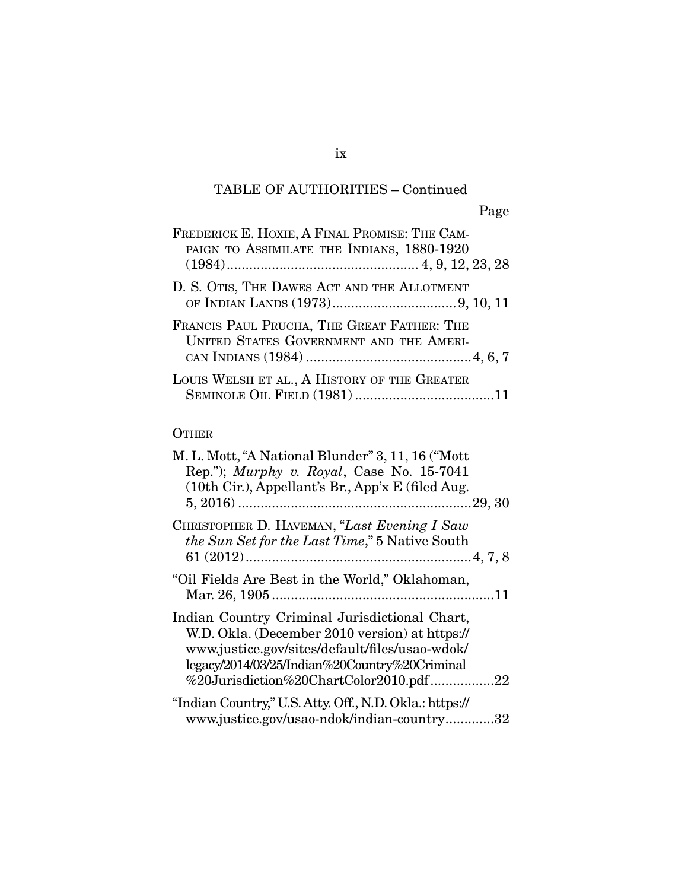TABLE OF AUTHORITIES – Continued

Page

FREDERICK E. HOXIE, A FINAL PROMISE: THE CAMPAIGN TO ASSIMILATE THE INDIANS, 1880-1920 (1984).................................................. 4, 9, 12, 23, 28

D. S. OTIS, THE DAWES ACT AND THE ALLOTMENT OF INDIAN LANDS (1973)................................ 9, 10, 11

FRANCIS PAUL PRUCHA, THE GREAT FATHER: THE UNITED STATES GOVERNMENT AND THE AMERICAN INDIANS (1984) ............................................ 4, 6, 7

LOUIS WELSH ET AL., A HISTORY OF THE GREATER SEMINOLE OIL FIELD (1981) .....................................11

OTHER

M. L. Mott, "A National Blunder" 3, 11, 16 ("Mott Rep."); *Murphy v. Royal*, Case No. 15-7041 (10th Cir.), Appellant's Br., App'x E (filed Aug. 5, 2016) ..............................................................29, 30

CHRISTOPHER D. HAVEMAN, "*Last Evening I Saw the Sun Set for the Last Time*," 5 Native South 61 (2012) ............................................................ 4, 7, 8

"Oil Fields Are Best in the World," Oklahoman, Mar. 26, 1905 ...........................................................11

Indian Country Criminal Jurisdictional Chart, W.D. Okla. (December 2010 version) at https://www.justice.gov/sites/default/files/usao-wdok/legacy/2014/03/25/Indian%20Country%20Criminal%20Jurisdiction%20ChartColor2010.pdf.................22

"Indian Country," U.S. Atty. Off., N.D. Okla.: https://www.justice.gov/usao-ndok/indian-country.............32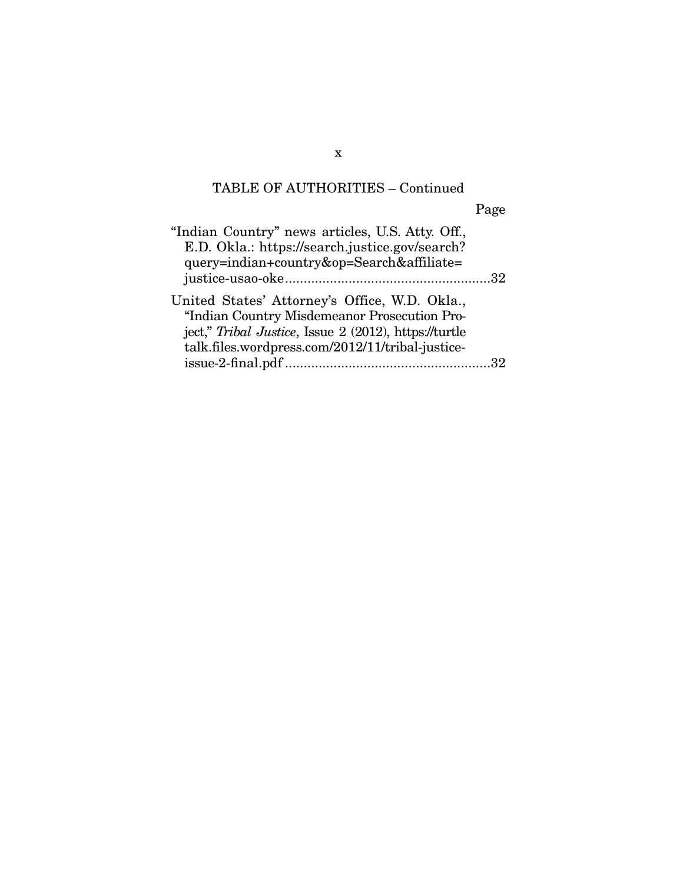## TABLE OF AUTHORITIES – Continued

Page

"Indian Country" news articles, U.S. Atty. Off., E.D. Okla.: https://search.justice.gov/search?query=indian+country&op=Search&affiliate=justice-usao-oke ....................................................32

United States' Attorney's Office, W.D. Okla., "Indian Country Misdemeanor Prosecution Project," *Tribal Justice*, Issue 2 (2012), https://turtletalk.files.wordpress.com/2012/11/tribal-justice-issue-2-final.pdf ....................................................32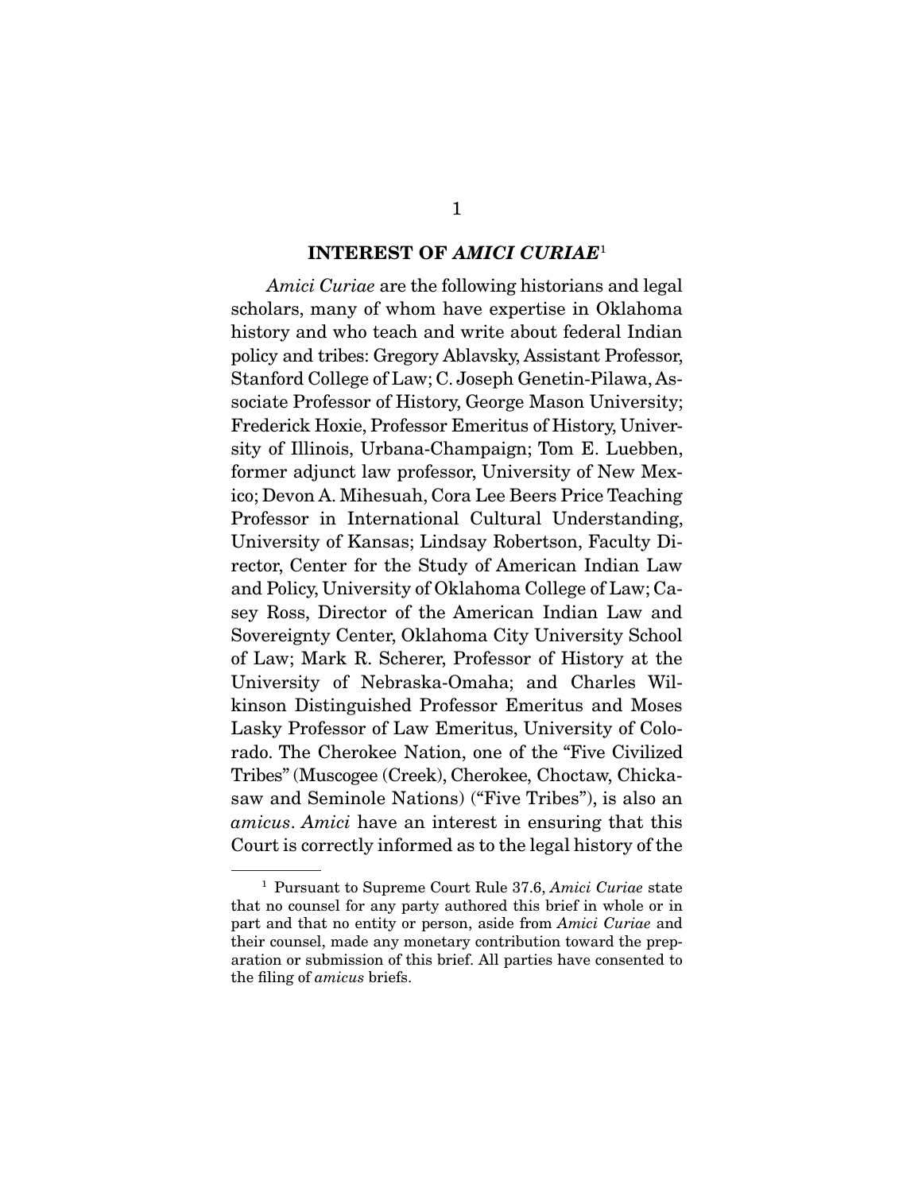## INTEREST OF *AMICI CURIAE*[1]

*Amici Curiae* are the following historians and legal scholars, many of whom have expertise in Oklahoma history and who teach and write about federal Indian policy and tribes: Gregory Ablavsky, Assistant Professor, Stanford College of Law; C. Joseph Genetin-Pilawa, Associate Professor of History, George Mason University; Frederick Hoxie, Professor Emeritus of History, University of Illinois, Urbana-Champaign; Tom E. Luebben, former adjunct law professor, University of New Mexico; Devon A. Mihesuah, Cora Lee Beers Price Teaching Professor in International Cultural Understanding, University of Kansas; Lindsay Robertson, Faculty Director, Center for the Study of American Indian Law and Policy, University of Oklahoma College of Law; Casey Ross, Director of the American Indian Law and Sovereignty Center, Oklahoma City University School of Law; Mark R. Scherer, Professor of History at the University of Nebraska-Omaha; and Charles Wilkinson Distinguished Professor Emeritus and Moses Lasky Professor of Law Emeritus, University of Colorado. The Cherokee Nation, one of the "Five Civilized Tribes" (Muscogee (Creek), Cherokee, Choctaw, Chickasaw and Seminole Nations) ("Five Tribes"), is also an *amicus*. *Amici* have an interest in ensuring that this Court is correctly informed as to the legal history of the

---

[1] Pursuant to Supreme Court Rule 37.6, *Amici Curiae* state that no counsel for any party authored this brief in whole or in part and that no entity or person, aside from *Amici Curiae* and their counsel, made any monetary contribution toward the preparation or submission of this brief. All parties have consented to the filing of *amicus* briefs.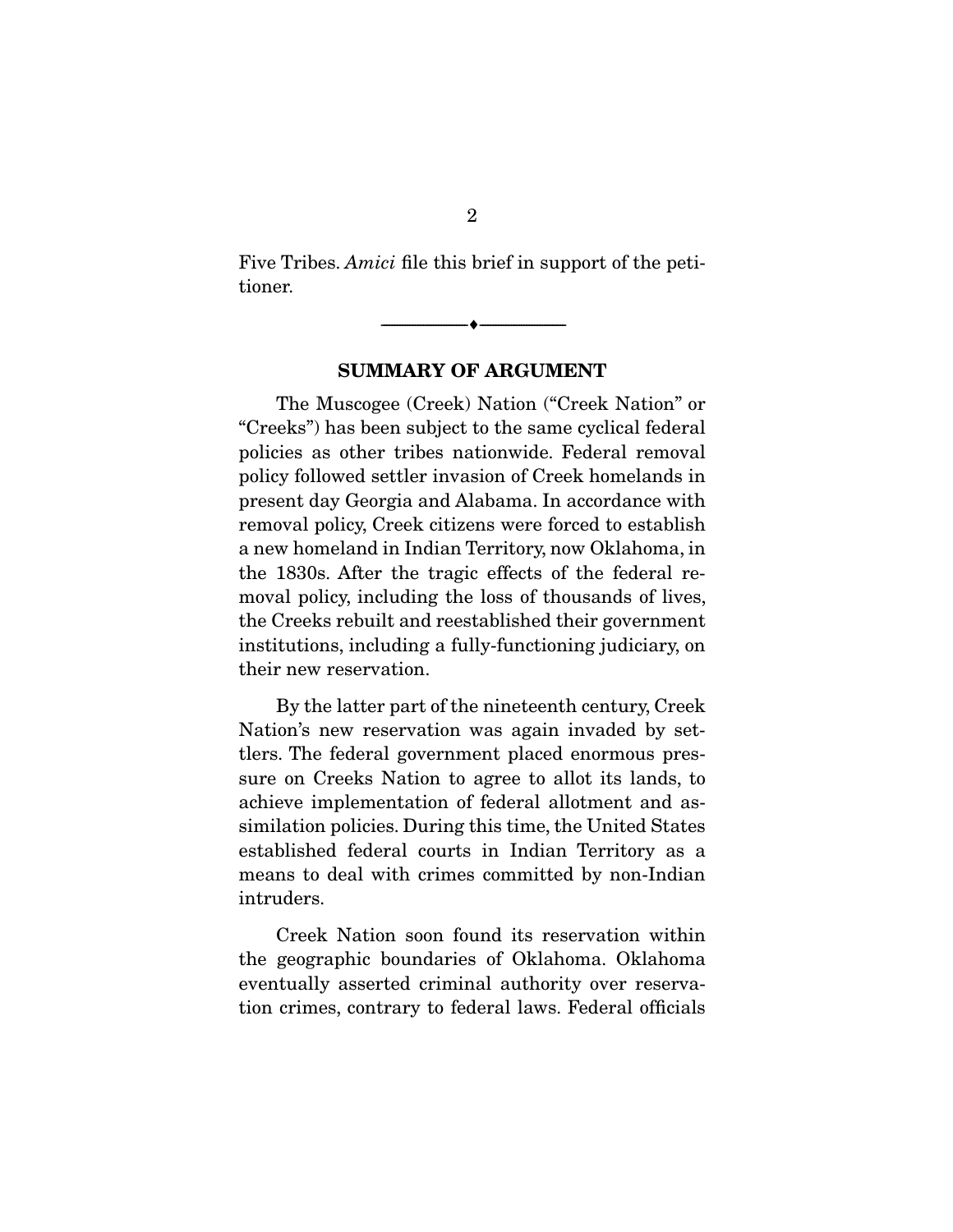Five Tribes. *Amici* file this brief in support of the petitioner.

---

## SUMMARY OF ARGUMENT

The Muscogee (Creek) Nation ("Creek Nation" or "Creeks") has been subject to the same cyclical federal policies as other tribes nationwide. Federal removal policy followed settler invasion of Creek homelands in present day Georgia and Alabama. In accordance with removal policy, Creek citizens were forced to establish a new homeland in Indian Territory, now Oklahoma, in the 1830s. After the tragic effects of the federal removal policy, including the loss of thousands of lives, the Creeks rebuilt and reestablished their government institutions, including a fully-functioning judiciary, on their new reservation.

By the latter part of the nineteenth century, Creek Nation's new reservation was again invaded by settlers. The federal government placed enormous pressure on Creeks Nation to agree to allot its lands, to achieve implementation of federal allotment and assimilation policies. During this time, the United States established federal courts in Indian Territory as a means to deal with crimes committed by non-Indian intruders.

Creek Nation soon found its reservation within the geographic boundaries of Oklahoma. Oklahoma eventually asserted criminal authority over reservation crimes, contrary to federal laws. Federal officials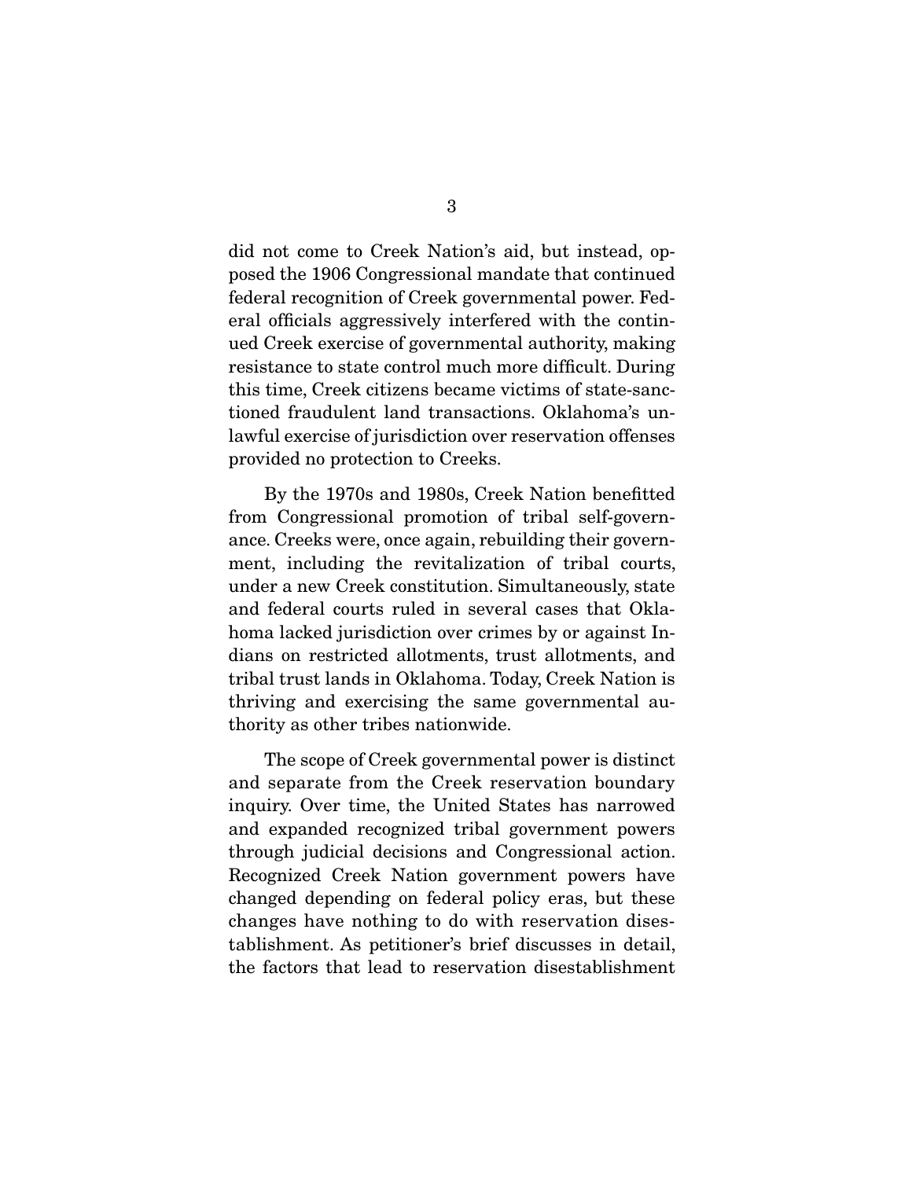did not come to Creek Nation's aid, but instead, opposed the 1906 Congressional mandate that continued federal recognition of Creek governmental power. Federal officials aggressively interfered with the continued Creek exercise of governmental authority, making resistance to state control much more difficult. During this time, Creek citizens became victims of state-sanctioned fraudulent land transactions. Oklahoma's unlawful exercise of jurisdiction over reservation offenses provided no protection to Creeks.

By the 1970s and 1980s, Creek Nation benefitted from Congressional promotion of tribal self-governance. Creeks were, once again, rebuilding their government, including the revitalization of tribal courts, under a new Creek constitution. Simultaneously, state and federal courts ruled in several cases that Oklahoma lacked jurisdiction over crimes by or against Indians on restricted allotments, trust allotments, and tribal trust lands in Oklahoma. Today, Creek Nation is thriving and exercising the same governmental authority as other tribes nationwide.

The scope of Creek governmental power is distinct and separate from the Creek reservation boundary inquiry. Over time, the United States has narrowed and expanded recognized tribal government powers through judicial decisions and Congressional action. Recognized Creek Nation government powers have changed depending on federal policy eras, but these changes have nothing to do with reservation disestablishment. As petitioner's brief discusses in detail, the factors that lead to reservation disestablishment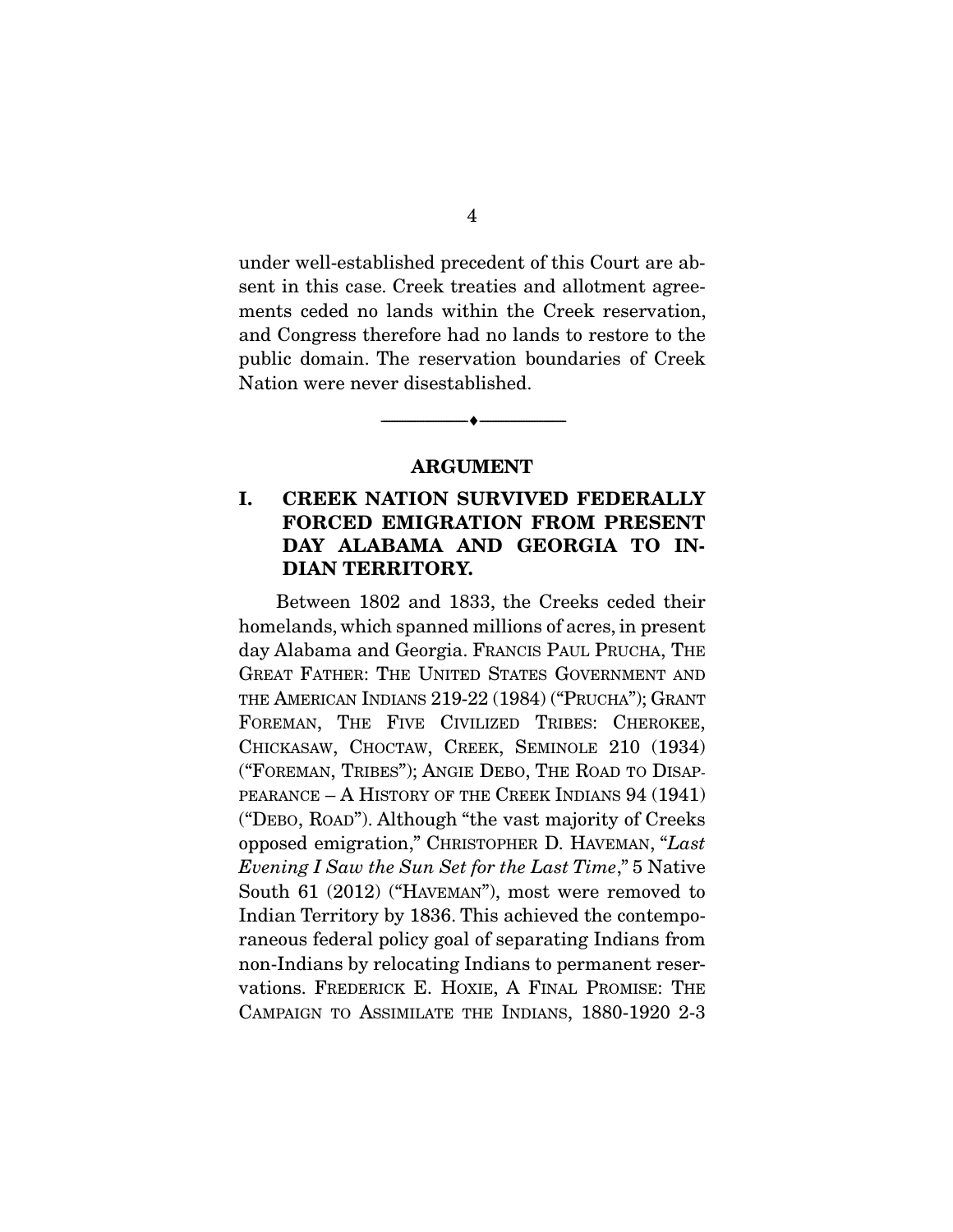under well-established precedent of this Court are absent in this case. Creek treaties and allotment agreements ceded no lands within the Creek reservation, and Congress therefore had no lands to restore to the public domain. The reservation boundaries of Creek Nation were never disestablished.

---

## ARGUMENT

### I. CREEK NATION SURVIVED FEDERALLY FORCED EMIGRATION FROM PRESENT DAY ALABAMA AND GEORGIA TO INDIAN TERRITORY.

Between 1802 and 1833, the Creeks ceded their homelands, which spanned millions of acres, in present day Alabama and Georgia. FRANCIS PAUL PRUCHA, THE GREAT FATHER: THE UNITED STATES GOVERNMENT AND THE AMERICAN INDIANS 219-22 (1984) ("PRUCHA"); GRANT FOREMAN, THE FIVE CIVILIZED TRIBES: CHEROKEE, CHICKASAW, CHOCTAW, CREEK, SEMINOLE 210 (1934) ("FOREMAN, TRIBES"); ANGIE DEBO, THE ROAD TO DISAPPEARANCE – A HISTORY OF THE CREEK INDIANS 94 (1941) ("DEBO, ROAD"). Although "the vast majority of Creeks opposed emigration," CHRISTOPHER D. HAVEMAN, "*Last Evening I Saw the Sun Set for the Last Time*," 5 Native South 61 (2012) ("HAVEMAN"), most were removed to Indian Territory by 1836. This achieved the contemporaneous federal policy goal of separating Indians from non-Indians by relocating Indians to permanent reservations. FREDERICK E. HOXIE, A FINAL PROMISE: THE CAMPAIGN TO ASSIMILATE THE INDIANS, 1880-1920 2-3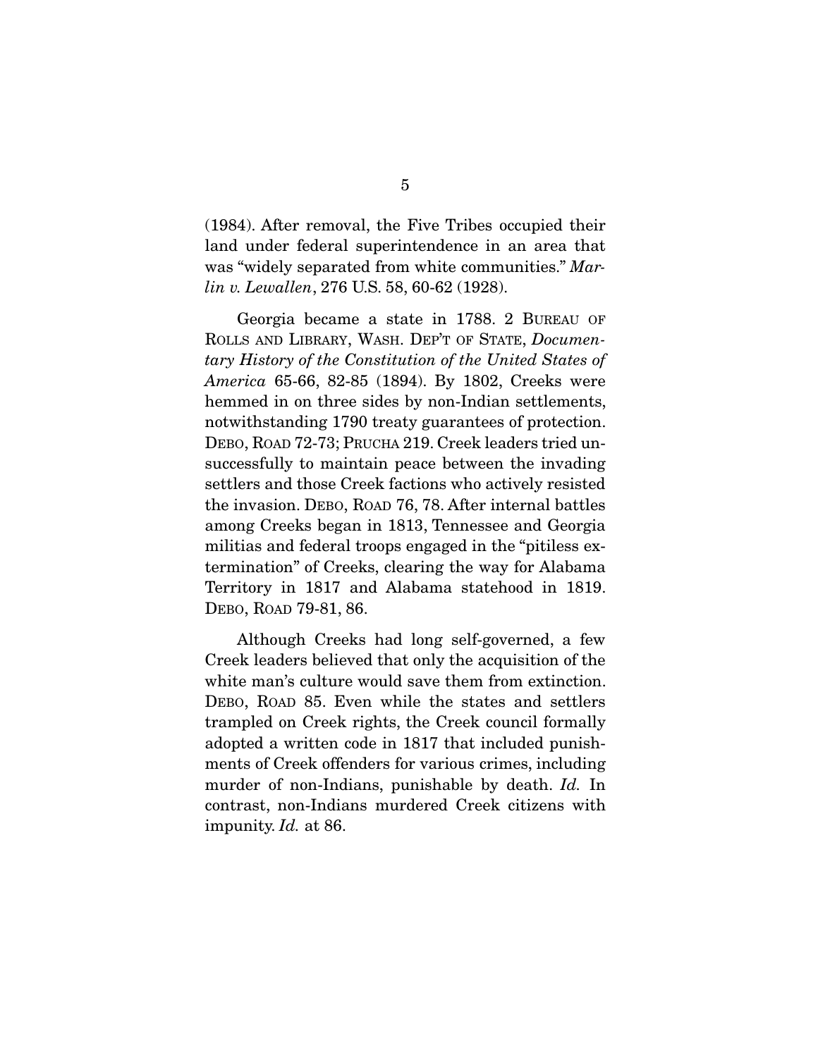(1984). After removal, the Five Tribes occupied their land under federal superintendence in an area that was "widely separated from white communities." *Marlin v. Lewallen*, 276 U.S. 58, 60-62 (1928).

Georgia became a state in 1788. 2 BUREAU OF ROLLS AND LIBRARY, WASH. DEP'T OF STATE, *Documentary History of the Constitution of the United States of America* 65-66, 82-85 (1894). By 1802, Creeks were hemmed in on three sides by non-Indian settlements, notwithstanding 1790 treaty guarantees of protection. DEBO, ROAD 72-73; PRUCHA 219. Creek leaders tried unsuccessfully to maintain peace between the invading settlers and those Creek factions who actively resisted the invasion. DEBO, ROAD 76, 78. After internal battles among Creeks began in 1813, Tennessee and Georgia militias and federal troops engaged in the "pitiless extermination" of Creeks, clearing the way for Alabama Territory in 1817 and Alabama statehood in 1819. DEBO, ROAD 79-81, 86.

Although Creeks had long self-governed, a few Creek leaders believed that only the acquisition of the white man's culture would save them from extinction. DEBO, ROAD 85. Even while the states and settlers trampled on Creek rights, the Creek council formally adopted a written code in 1817 that included punishments of Creek offenders for various crimes, including murder of non-Indians, punishable by death. *Id.* In contrast, non-Indians murdered Creek citizens with impunity. *Id.* at 86.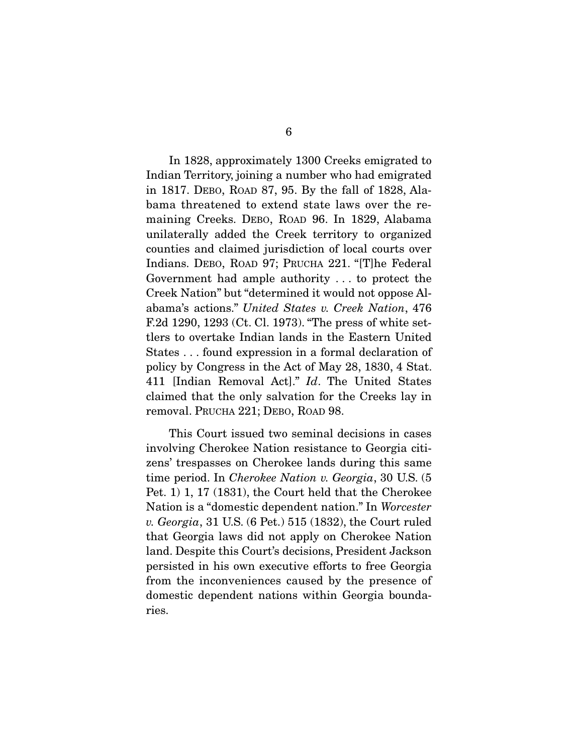In 1828, approximately 1300 Creeks emigrated to Indian Territory, joining a number who had emigrated in 1817. DEBO, ROAD 87, 95. By the fall of 1828, Alabama threatened to extend state laws over the remaining Creeks. DEBO, ROAD 96. In 1829, Alabama unilaterally added the Creek territory to organized counties and claimed jurisdiction of local courts over Indians. DEBO, ROAD 97; PRUCHA 221. "[T]he Federal Government had ample authority . . . to protect the Creek Nation" but "determined it would not oppose Alabama's actions." *United States v. Creek Nation*, 476 F.2d 1290, 1293 (Ct. Cl. 1973). "The press of white settlers to overtake Indian lands in the Eastern United States . . . found expression in a formal declaration of policy by Congress in the Act of May 28, 1830, 4 Stat. 411 [Indian Removal Act]." *Id*. The United States claimed that the only salvation for the Creeks lay in removal. PRUCHA 221; DEBO, ROAD 98.

This Court issued two seminal decisions in cases involving Cherokee Nation resistance to Georgia citizens' trespasses on Cherokee lands during this same time period. In *Cherokee Nation v. Georgia*, 30 U.S. (5 Pet. 1) 1, 17 (1831), the Court held that the Cherokee Nation is a "domestic dependent nation." In *Worcester v. Georgia*, 31 U.S. (6 Pet.) 515 (1832), the Court ruled that Georgia laws did not apply on Cherokee Nation land. Despite this Court's decisions, President Jackson persisted in his own executive efforts to free Georgia from the inconveniences caused by the presence of domestic dependent nations within Georgia boundaries.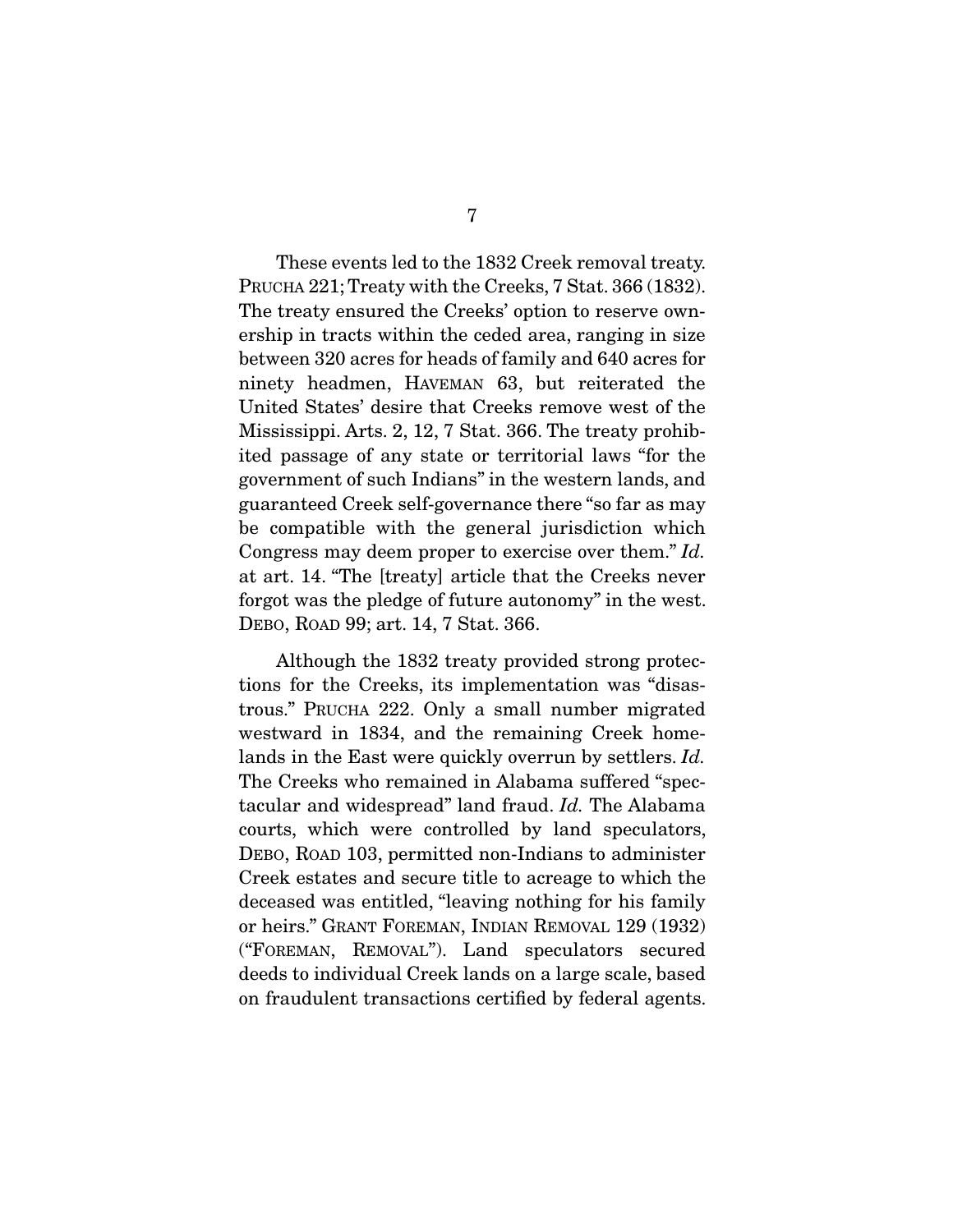These events led to the 1832 Creek removal treaty. PRUCHA 221; Treaty with the Creeks, 7 Stat. 366 (1832). The treaty ensured the Creeks' option to reserve ownership in tracts within the ceded area, ranging in size between 320 acres for heads of family and 640 acres for ninety headmen, HAVEMAN 63, but reiterated the United States' desire that Creeks remove west of the Mississippi. Arts. 2, 12, 7 Stat. 366. The treaty prohibited passage of any state or territorial laws "for the government of such Indians" in the western lands, and guaranteed Creek self-governance there "so far as may be compatible with the general jurisdiction which Congress may deem proper to exercise over them." *Id.* at art. 14. "The [treaty] article that the Creeks never forgot was the pledge of future autonomy" in the west. DEBO, ROAD 99; art. 14, 7 Stat. 366.

Although the 1832 treaty provided strong protections for the Creeks, its implementation was "disastrous." PRUCHA 222. Only a small number migrated westward in 1834, and the remaining Creek homelands in the East were quickly overrun by settlers. *Id.* The Creeks who remained in Alabama suffered "spectacular and widespread" land fraud. *Id.* The Alabama courts, which were controlled by land speculators, DEBO, ROAD 103, permitted non-Indians to administer Creek estates and secure title to acreage to which the deceased was entitled, "leaving nothing for his family or heirs." GRANT FOREMAN, INDIAN REMOVAL 129 (1932) ("FOREMAN, REMOVAL"). Land speculators secured deeds to individual Creek lands on a large scale, based on fraudulent transactions certified by federal agents.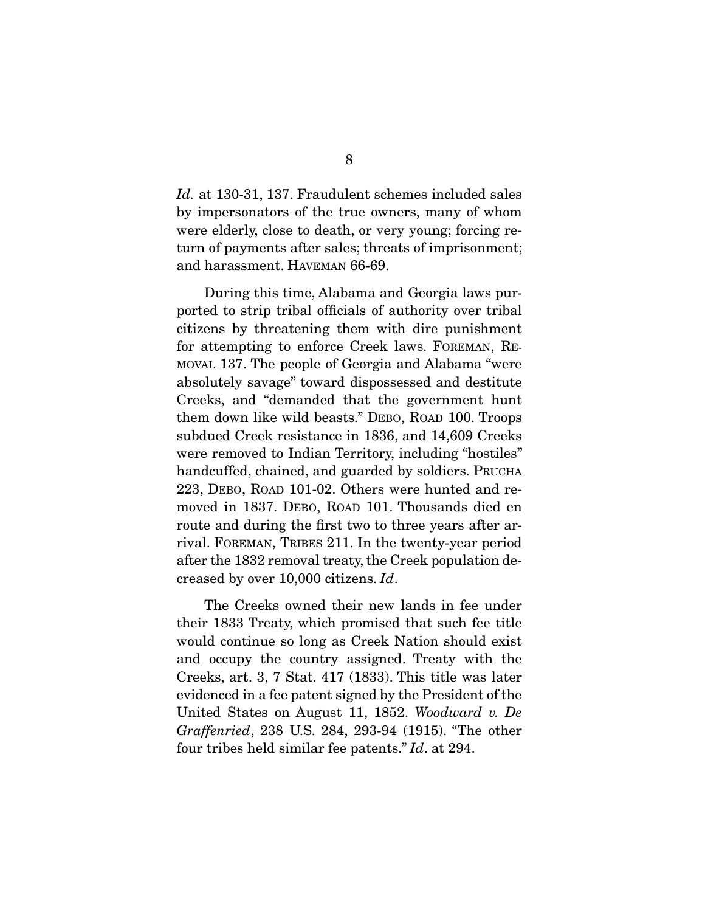*Id.* at 130-31, 137. Fraudulent schemes included sales by impersonators of the true owners, many of whom were elderly, close to death, or very young; forcing return of payments after sales; threats of imprisonment; and harassment. HAVEMAN 66-69.

During this time, Alabama and Georgia laws purported to strip tribal officials of authority over tribal citizens by threatening them with dire punishment for attempting to enforce Creek laws. FOREMAN, REMOVAL 137. The people of Georgia and Alabama "were absolutely savage" toward dispossessed and destitute Creeks, and "demanded that the government hunt them down like wild beasts." DEBO, ROAD 100. Troops subdued Creek resistance in 1836, and 14,609 Creeks were removed to Indian Territory, including "hostiles" handcuffed, chained, and guarded by soldiers. PRUCHA 223, DEBO, ROAD 101-02. Others were hunted and removed in 1837. DEBO, ROAD 101. Thousands died en route and during the first two to three years after arrival. FOREMAN, TRIBES 211. In the twenty-year period after the 1832 removal treaty, the Creek population decreased by over 10,000 citizens. *Id*.

The Creeks owned their new lands in fee under their 1833 Treaty, which promised that such fee title would continue so long as Creek Nation should exist and occupy the country assigned. Treaty with the Creeks, art. 3, 7 Stat. 417 (1833). This title was later evidenced in a fee patent signed by the President of the United States on August 11, 1852. *Woodward v. De Graffenried*, 238 U.S. 284, 293-94 (1915). "The other four tribes held similar fee patents." *Id*. at 294.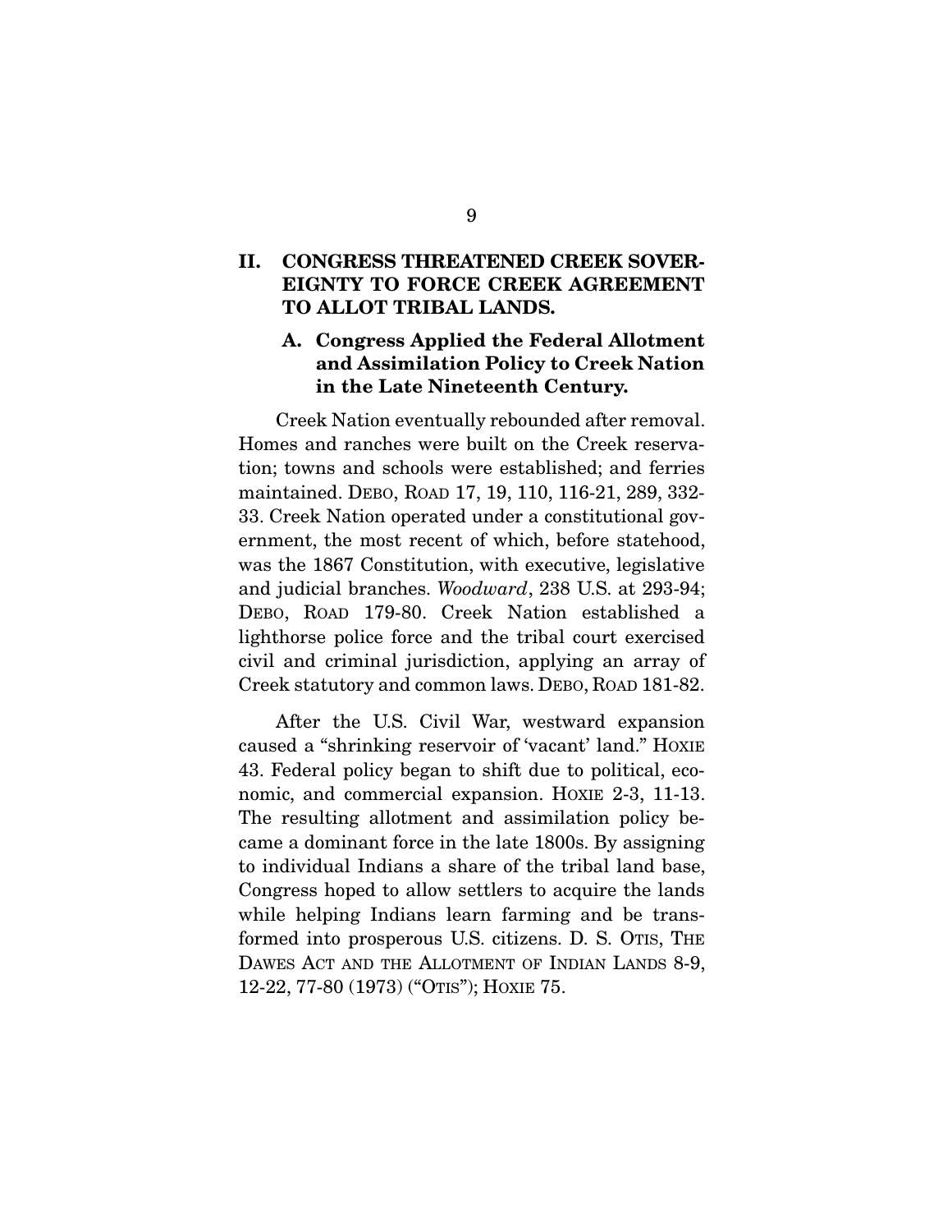## II. CONGRESS THREATENED CREEK SOVEREIGNTY TO FORCE CREEK AGREEMENT TO ALLOT TRIBAL LANDS.

### A. Congress Applied the Federal Allotment and Assimilation Policy to Creek Nation in the Late Nineteenth Century.

Creek Nation eventually rebounded after removal. Homes and ranches were built on the Creek reservation; towns and schools were established; and ferries maintained. DEBO, ROAD 17, 19, 110, 116-21, 289, 332-33. Creek Nation operated under a constitutional government, the most recent of which, before statehood, was the 1867 Constitution, with executive, legislative and judicial branches. *Woodward*, 238 U.S. at 293-94; DEBO, ROAD 179-80. Creek Nation established a lighthorse police force and the tribal court exercised civil and criminal jurisdiction, applying an array of Creek statutory and common laws. DEBO, ROAD 181-82.

After the U.S. Civil War, westward expansion caused a "shrinking reservoir of 'vacant' land." HOXIE 43. Federal policy began to shift due to political, economic, and commercial expansion. HOXIE 2-3, 11-13. The resulting allotment and assimilation policy became a dominant force in the late 1800s. By assigning to individual Indians a share of the tribal land base, Congress hoped to allow settlers to acquire the lands while helping Indians learn farming and be transformed into prosperous U.S. citizens. D. S. OTIS, THE DAWES ACT AND THE ALLOTMENT OF INDIAN LANDS 8-9, 12-22, 77-80 (1973) ("OTIS"); HOXIE 75.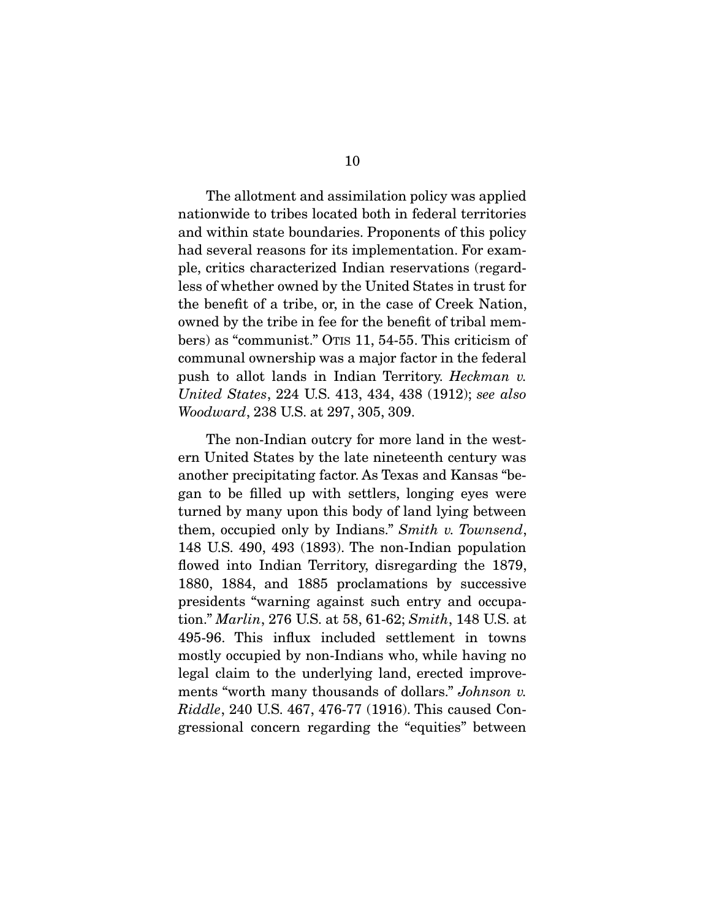The allotment and assimilation policy was applied nationwide to tribes located both in federal territories and within state boundaries. Proponents of this policy had several reasons for its implementation. For example, critics characterized Indian reservations (regardless of whether owned by the United States in trust for the benefit of a tribe, or, in the case of Creek Nation, owned by the tribe in fee for the benefit of tribal members) as "communist." OTIS 11, 54-55. This criticism of communal ownership was a major factor in the federal push to allot lands in Indian Territory. *Heckman v. United States*, 224 U.S. 413, 434, 438 (1912); *see also Woodward*, 238 U.S. at 297, 305, 309.

The non-Indian outcry for more land in the western United States by the late nineteenth century was another precipitating factor. As Texas and Kansas "began to be filled up with settlers, longing eyes were turned by many upon this body of land lying between them, occupied only by Indians." *Smith v. Townsend*, 148 U.S. 490, 493 (1893). The non-Indian population flowed into Indian Territory, disregarding the 1879, 1880, 1884, and 1885 proclamations by successive presidents "warning against such entry and occupation." *Marlin*, 276 U.S. at 58, 61-62; *Smith*, 148 U.S. at 495-96. This influx included settlement in towns mostly occupied by non-Indians who, while having no legal claim to the underlying land, erected improvements "worth many thousands of dollars." *Johnson v. Riddle*, 240 U.S. 467, 476-77 (1916). This caused Congressional concern regarding the "equities" between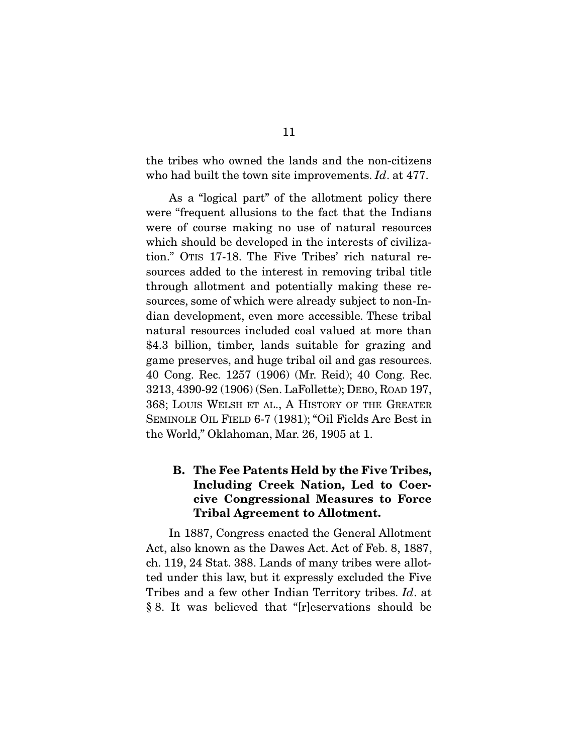the tribes who owned the lands and the non-citizens who had built the town site improvements. *Id*. at 477.

As a "logical part" of the allotment policy there were "frequent allusions to the fact that the Indians were of course making no use of natural resources which should be developed in the interests of civilization." OTIS 17-18. The Five Tribes' rich natural resources added to the interest in removing tribal title through allotment and potentially making these resources, some of which were already subject to non-Indian development, even more accessible. These tribal natural resources included coal valued at more than $4.3 billion, timber, lands suitable for grazing and game preserves, and huge tribal oil and gas resources. 40 Cong. Rec. 1257 (1906) (Mr. Reid); 40 Cong. Rec. 3213, 4390-92 (1906) (Sen. LaFollette); DEBO, ROAD 197, 368; LOUIS WELSH ET AL., A HISTORY OF THE GREATER SEMINOLE OIL FIELD 6-7 (1981); "Oil Fields Are Best in the World," Oklahoman, Mar. 26, 1905 at 1.

### B. The Fee Patents Held by the Five Tribes, Including Creek Nation, Led to Coercive Congressional Measures to Force Tribal Agreement to Allotment.

In 1887, Congress enacted the General Allotment Act, also known as the Dawes Act. Act of Feb. 8, 1887, ch. 119, 24 Stat. 388. Lands of many tribes were allotted under this law, but it expressly excluded the Five Tribes and a few other Indian Territory tribes. *Id*. at § 8. It was believed that "[r]eservations should be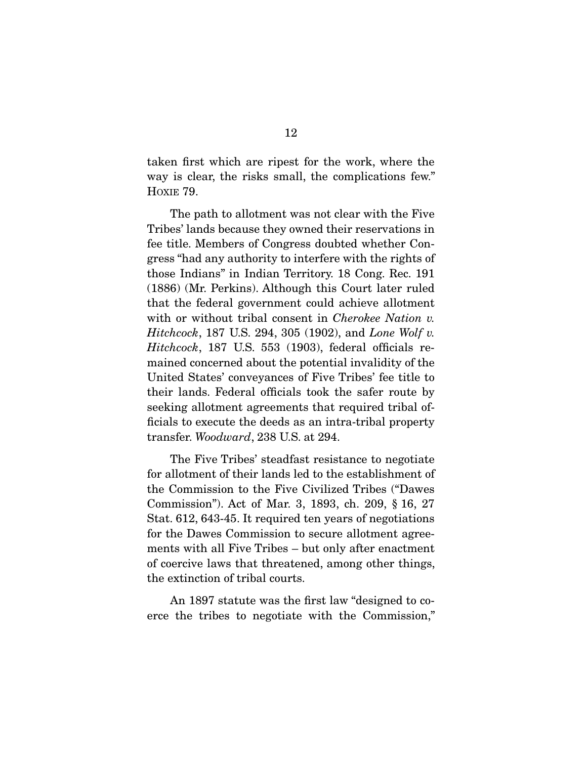taken first which are ripest for the work, where the way is clear, the risks small, the complications few." HOXIE 79.

The path to allotment was not clear with the Five Tribes' lands because they owned their reservations in fee title. Members of Congress doubted whether Congress "had any authority to interfere with the rights of those Indians" in Indian Territory. 18 Cong. Rec. 191 (1886) (Mr. Perkins). Although this Court later ruled that the federal government could achieve allotment with or without tribal consent in *Cherokee Nation v. Hitchcock*, 187 U.S. 294, 305 (1902), and *Lone Wolf v. Hitchcock*, 187 U.S. 553 (1903), federal officials remained concerned about the potential invalidity of the United States' conveyances of Five Tribes' fee title to their lands. Federal officials took the safer route by seeking allotment agreements that required tribal officials to execute the deeds as an intra-tribal property transfer. *Woodward*, 238 U.S. at 294.

The Five Tribes' steadfast resistance to negotiate for allotment of their lands led to the establishment of the Commission to the Five Civilized Tribes ("Dawes Commission"). Act of Mar. 3, 1893, ch. 209, § 16, 27 Stat. 612, 643-45. It required ten years of negotiations for the Dawes Commission to secure allotment agreements with all Five Tribes – but only after enactment of coercive laws that threatened, among other things, the extinction of tribal courts.

An 1897 statute was the first law "designed to coerce the tribes to negotiate with the Commission,"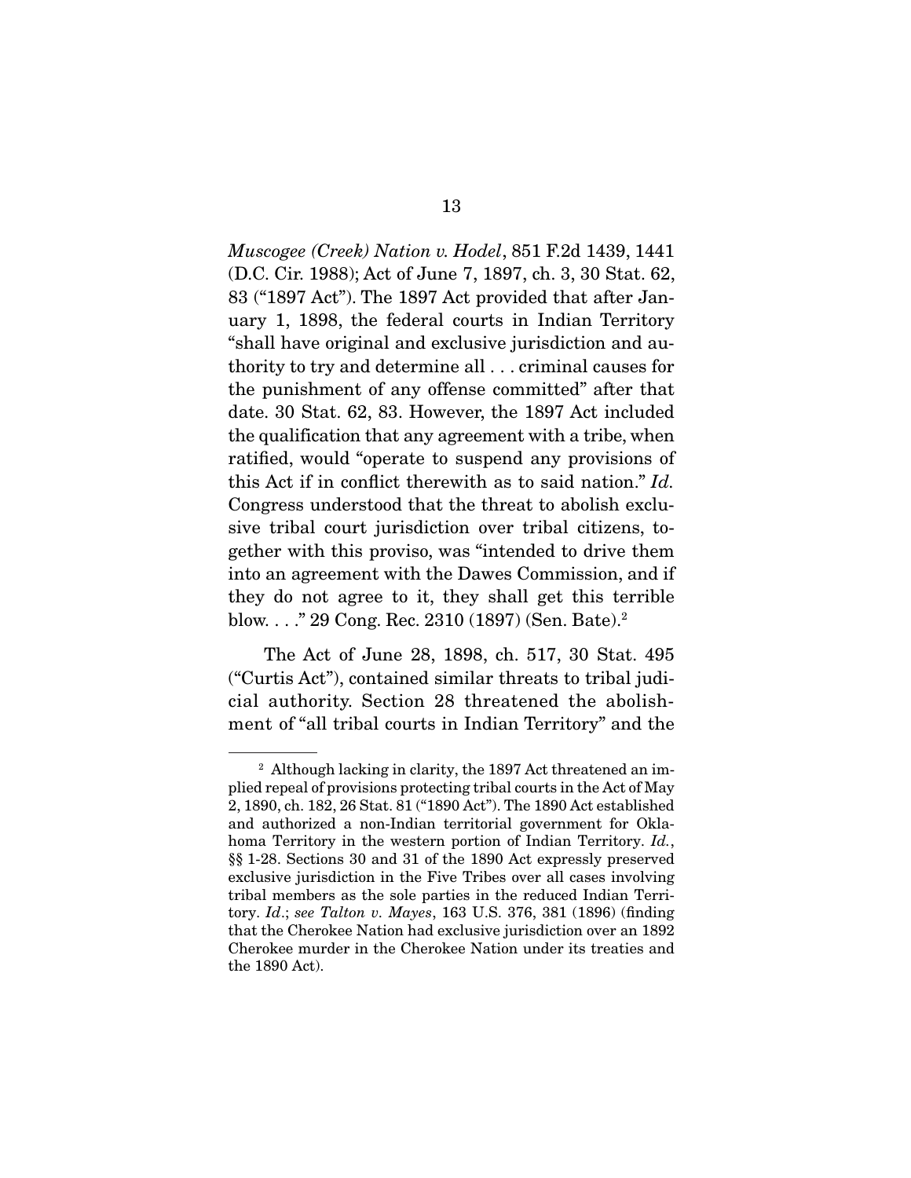*Muscogee (Creek) Nation v. Hodel*, 851 F.2d 1439, 1441 (D.C. Cir. 1988); Act of June 7, 1897, ch. 3, 30 Stat. 62, 83 ("1897 Act"). The 1897 Act provided that after January 1, 1898, the federal courts in Indian Territory "shall have original and exclusive jurisdiction and authority to try and determine all . . . criminal causes for the punishment of any offense committed" after that date. 30 Stat. 62, 83. However, the 1897 Act included the qualification that any agreement with a tribe, when ratified, would "operate to suspend any provisions of this Act if in conflict therewith as to said nation." *Id.* Congress understood that the threat to abolish exclusive tribal court jurisdiction over tribal citizens, together with this proviso, was "intended to drive them into an agreement with the Dawes Commission, and if they do not agree to it, they shall get this terrible blow. . . ." 29 Cong. Rec. 2310 (1897) (Sen. Bate).[2]

The Act of June 28, 1898, ch. 517, 30 Stat. 495 ("Curtis Act"), contained similar threats to tribal judicial authority. Section 28 threatened the abolishment of "all tribal courts in Indian Territory" and the

[2] Although lacking in clarity, the 1897 Act threatened an implied repeal of provisions protecting tribal courts in the Act of May 2, 1890, ch. 182, 26 Stat. 81 ("1890 Act"). The 1890 Act established and authorized a non-Indian territorial government for Oklahoma Territory in the western portion of Indian Territory. *Id.*, §§ 1-28. Sections 30 and 31 of the 1890 Act expressly preserved exclusive jurisdiction in the Five Tribes over all cases involving tribal members as the sole parties in the reduced Indian Territory. *Id*.; *see Talton v. Mayes*, 163 U.S. 376, 381 (1896) (finding that the Cherokee Nation had exclusive jurisdiction over an 1892 Cherokee murder in the Cherokee Nation under its treaties and the 1890 Act).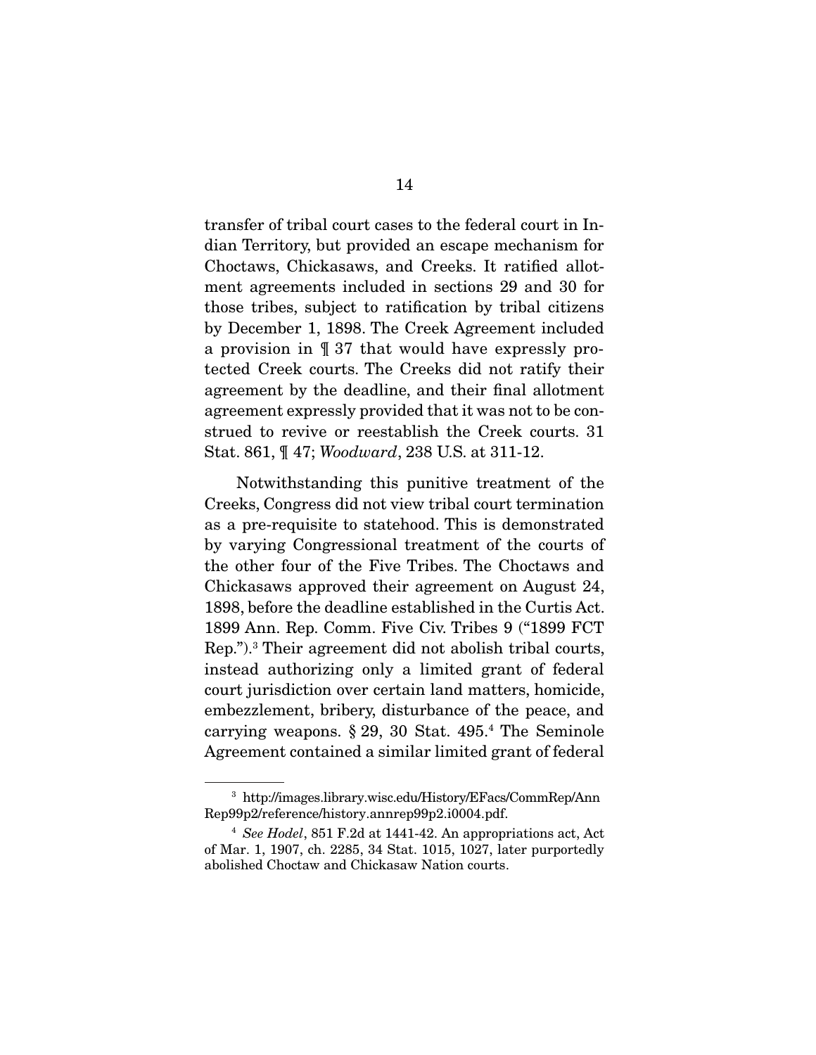transfer of tribal court cases to the federal court in Indian Territory, but provided an escape mechanism for Choctaws, Chickasaws, and Creeks. It ratified allotment agreements included in sections 29 and 30 for those tribes, subject to ratification by tribal citizens by December 1, 1898. The Creek Agreement included a provision in ¶ 37 that would have expressly protected Creek courts. The Creeks did not ratify their agreement by the deadline, and their final allotment agreement expressly provided that it was not to be construed to revive or reestablish the Creek courts. 31 Stat. 861, ¶ 47; *Woodward*, 238 U.S. at 311-12.

Notwithstanding this punitive treatment of the Creeks, Congress did not view tribal court termination as a pre-requisite to statehood. This is demonstrated by varying Congressional treatment of the courts of the other four of the Five Tribes. The Choctaws and Chickasaws approved their agreement on August 24, 1898, before the deadline established in the Curtis Act. 1899 Ann. Rep. Comm. Five Civ. Tribes 9 ("1899 FCT Rep.").[3] Their agreement did not abolish tribal courts, instead authorizing only a limited grant of federal court jurisdiction over certain land matters, homicide, embezzlement, bribery, disturbance of the peace, and carrying weapons. § 29, 30 Stat. 495.[4] The Seminole Agreement contained a similar limited grant of federal

---

[3] http://images.library.wisc.edu/History/EFacs/CommRep/AnnRep99p2/reference/history.annrep99p2.i0004.pdf.

[4] *See Hodel*, 851 F.2d at 1441-42. An appropriations act, Act of Mar. 1, 1907, ch. 2285, 34 Stat. 1015, 1027, later purportedly abolished Choctaw and Chickasaw Nation courts.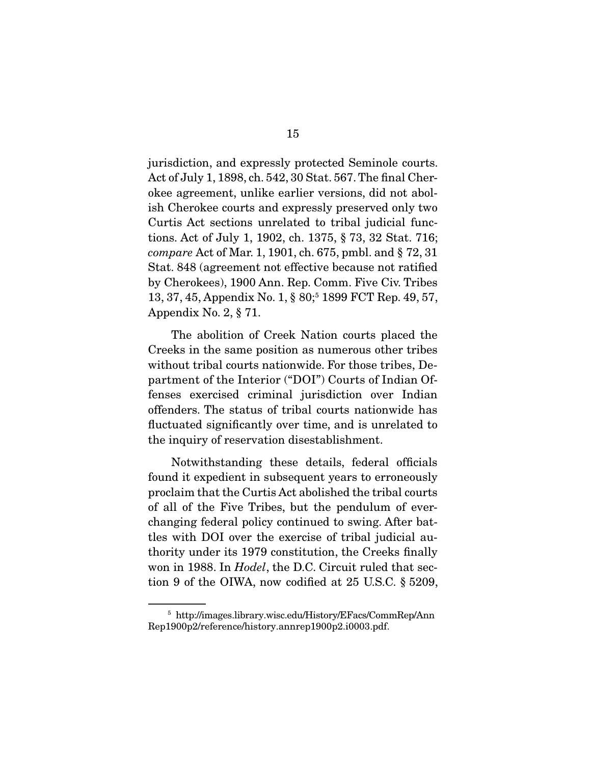jurisdiction, and expressly protected Seminole courts. Act of July 1, 1898, ch. 542, 30 Stat. 567. The final Cherokee agreement, unlike earlier versions, did not abolish Cherokee courts and expressly preserved only two Curtis Act sections unrelated to tribal judicial functions. Act of July 1, 1902, ch. 1375, § 73, 32 Stat. 716; *compare* Act of Mar. 1, 1901, ch. 675, pmbl. and § 72, 31 Stat. 848 (agreement not effective because not ratified by Cherokees), 1900 Ann. Rep. Comm. Five Civ. Tribes 13, 37, 45, Appendix No. 1, § 80;[5] 1899 FCT Rep. 49, 57, Appendix No. 2, § 71.

The abolition of Creek Nation courts placed the Creeks in the same position as numerous other tribes without tribal courts nationwide. For those tribes, Department of the Interior ("DOI") Courts of Indian Offenses exercised criminal jurisdiction over Indian offenders. The status of tribal courts nationwide has fluctuated significantly over time, and is unrelated to the inquiry of reservation disestablishment.

Notwithstanding these details, federal officials found it expedient in subsequent years to erroneously proclaim that the Curtis Act abolished the tribal courts of all of the Five Tribes, but the pendulum of ever-changing federal policy continued to swing. After battles with DOI over the exercise of tribal judicial authority under its 1979 constitution, the Creeks finally won in 1988. In *Hodel*, the D.C. Circuit ruled that section 9 of the OIWA, now codified at 25 U.S.C. § 5209,

[5] http://images.library.wisc.edu/History/EFacs/CommRep/AnnRep1900p2/reference/history.annrep1900p2.i0003.pdf.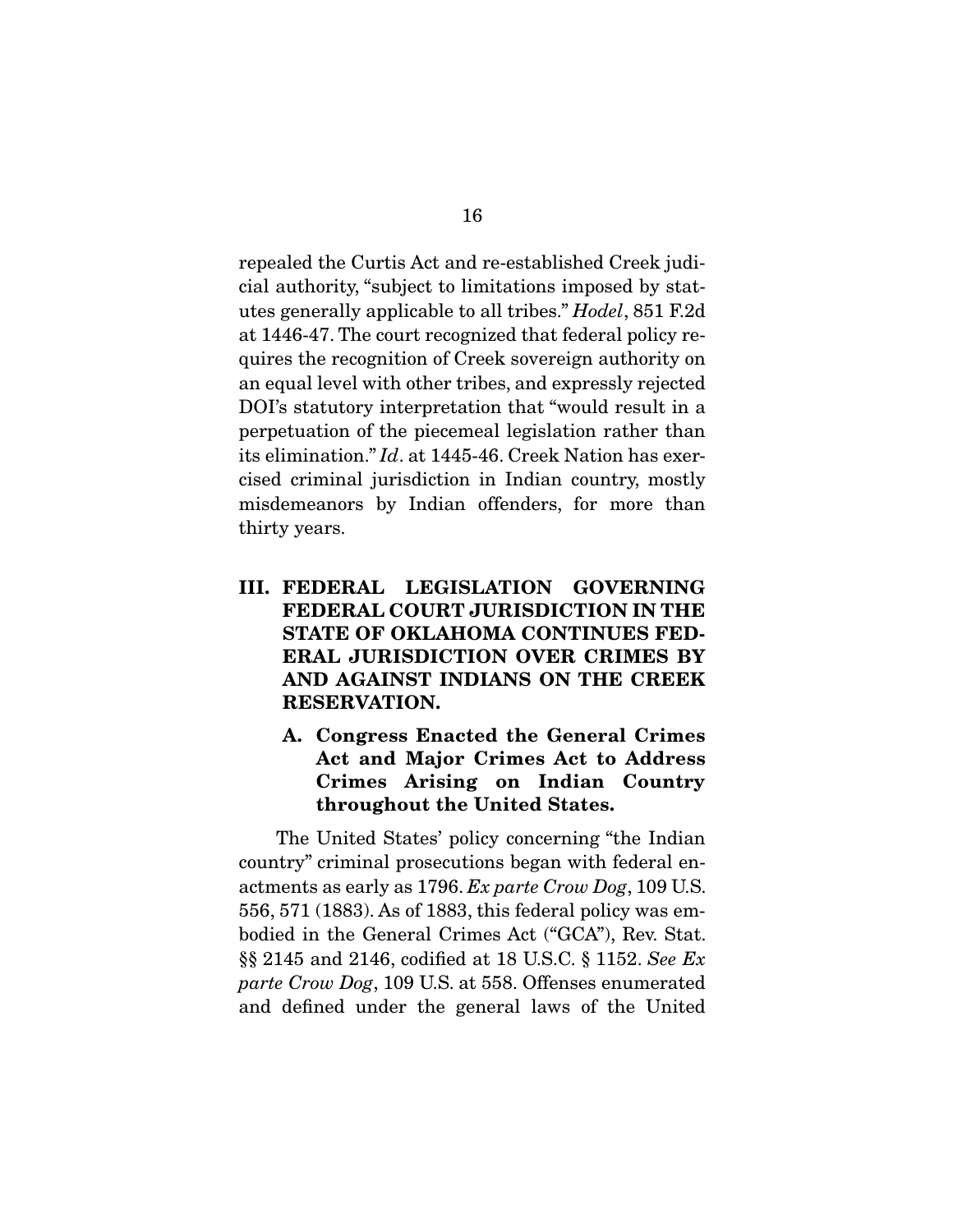repealed the Curtis Act and re-established Creek judicial authority, "subject to limitations imposed by statutes generally applicable to all tribes." *Hodel*, 851 F.2d at 1446-47. The court recognized that federal policy requires the recognition of Creek sovereign authority on an equal level with other tribes, and expressly rejected DOI's statutory interpretation that "would result in a perpetuation of the piecemeal legislation rather than its elimination." *Id*. at 1445-46. Creek Nation has exercised criminal jurisdiction in Indian country, mostly misdemeanors by Indian offenders, for more than thirty years.

## III. FEDERAL LEGISLATION GOVERNING FEDERAL COURT JURISDICTION IN THE STATE OF OKLAHOMA CONTINUES FEDERAL JURISDICTION OVER CRIMES BY AND AGAINST INDIANS ON THE CREEK RESERVATION.

### A. Congress Enacted the General Crimes Act and Major Crimes Act to Address Crimes Arising on Indian Country throughout the United States.

The United States' policy concerning "the Indian country" criminal prosecutions began with federal enactments as early as 1796. *Ex parte Crow Dog*, 109 U.S. 556, 571 (1883). As of 1883, this federal policy was embodied in the General Crimes Act ("GCA"), Rev. Stat. §§ 2145 and 2146, codified at 18 U.S.C. § 1152. *See Ex parte Crow Dog*, 109 U.S. at 558. Offenses enumerated and defined under the general laws of the United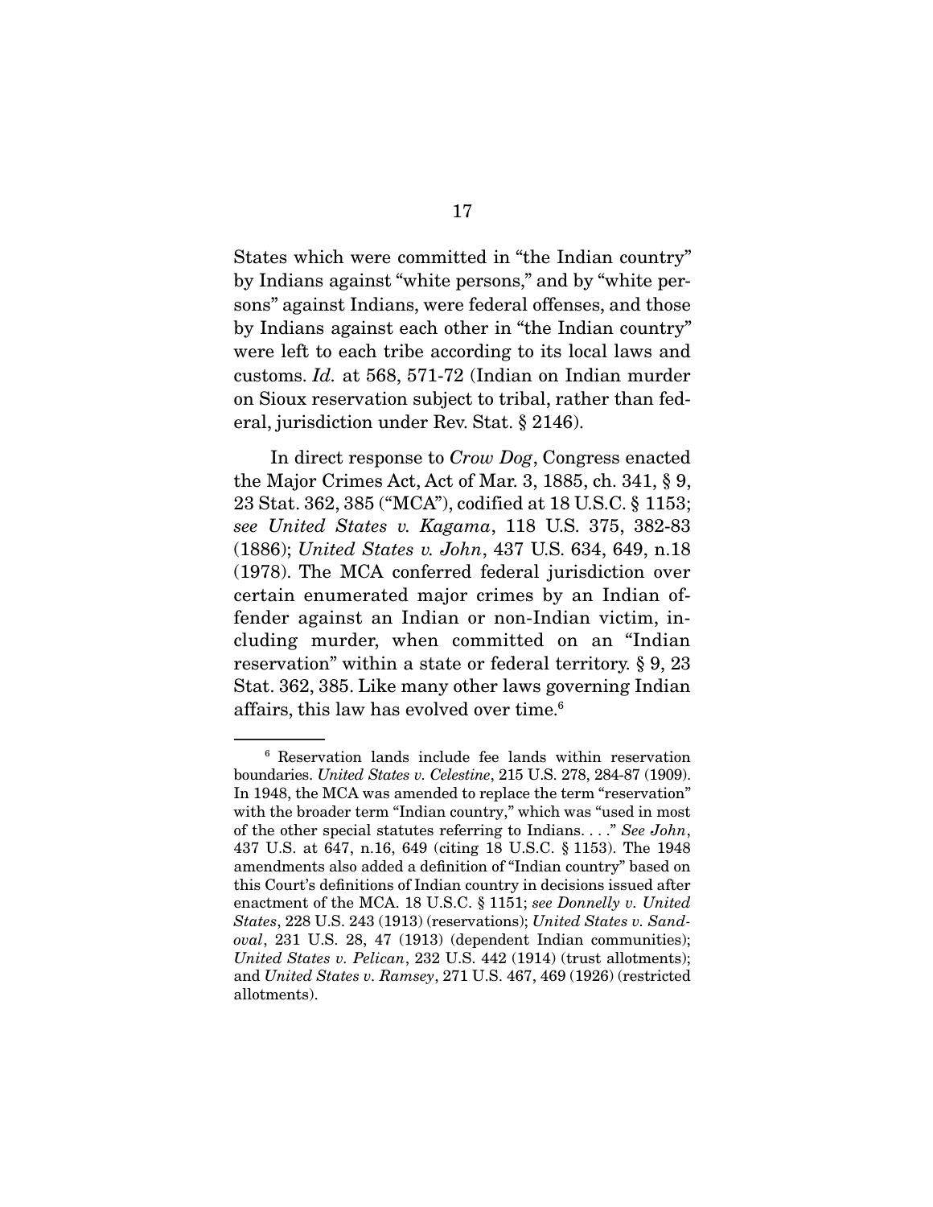States which were committed in "the Indian country" by Indians against "white persons," and by "white persons" against Indians, were federal offenses, and those by Indians against each other in "the Indian country" were left to each tribe according to its local laws and customs. *Id.* at 568, 571-72 (Indian on Indian murder on Sioux reservation subject to tribal, rather than federal, jurisdiction under Rev. Stat. § 2146).

In direct response to *Crow Dog*, Congress enacted the Major Crimes Act, Act of Mar. 3, 1885, ch. 341, § 9, 23 Stat. 362, 385 ("MCA"), codified at 18 U.S.C. § 1153; *see United States v. Kagama*, 118 U.S. 375, 382-83 (1886); *United States v. John*, 437 U.S. 634, 649, n.18 (1978). The MCA conferred federal jurisdiction over certain enumerated major crimes by an Indian offender against an Indian or non-Indian victim, including murder, when committed on an "Indian reservation" within a state or federal territory. § 9, 23 Stat. 362, 385. Like many other laws governing Indian affairs, this law has evolved over time.[6]

---

[6] Reservation lands include fee lands within reservation boundaries. *United States v. Celestine*, 215 U.S. 278, 284-87 (1909). In 1948, the MCA was amended to replace the term "reservation" with the broader term "Indian country," which was "used in most of the other special statutes referring to Indians. . . ." *See John*, 437 U.S. at 647, n.16, 649 (citing 18 U.S.C. § 1153). The 1948 amendments also added a definition of "Indian country" based on this Court's definitions of Indian country in decisions issued after enactment of the MCA. 18 U.S.C. § 1151; *see Donnelly v. United States*, 228 U.S. 243 (1913) (reservations); *United States v. Sandoval*, 231 U.S. 28, 47 (1913) (dependent Indian communities); *United States v. Pelican*, 232 U.S. 442 (1914) (trust allotments); and *United States v. Ramsey*, 271 U.S. 467, 469 (1926) (restricted allotments).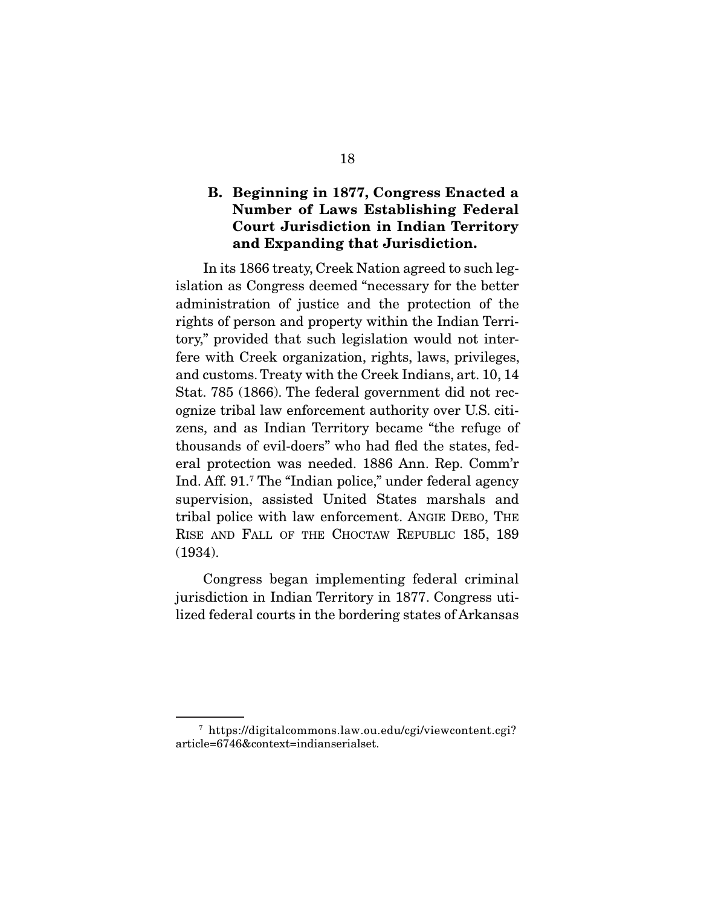### B. Beginning in 1877, Congress Enacted a Number of Laws Establishing Federal Court Jurisdiction in Indian Territory and Expanding that Jurisdiction.

In its 1866 treaty, Creek Nation agreed to such legislation as Congress deemed "necessary for the better administration of justice and the protection of the rights of person and property within the Indian Territory," provided that such legislation would not interfere with Creek organization, rights, laws, privileges, and customs. Treaty with the Creek Indians, art. 10, 14 Stat. 785 (1866). The federal government did not recognize tribal law enforcement authority over U.S. citizens, and as Indian Territory became "the refuge of thousands of evil-doers" who had fled the states, federal protection was needed. 1886 Ann. Rep. Comm'r Ind. Aff. 91.[7] The "Indian police," under federal agency supervision, assisted United States marshals and tribal police with law enforcement. ANGIE DEBO, THE RISE AND FALL OF THE CHOCTAW REPUBLIC 185, 189 (1934).

Congress began implementing federal criminal jurisdiction in Indian Territory in 1877. Congress utilized federal courts in the bordering states of Arkansas

---

[7] https://digitalcommons.law.ou.edu/cgi/viewcontent.cgi?article=6746&context=indianserialset.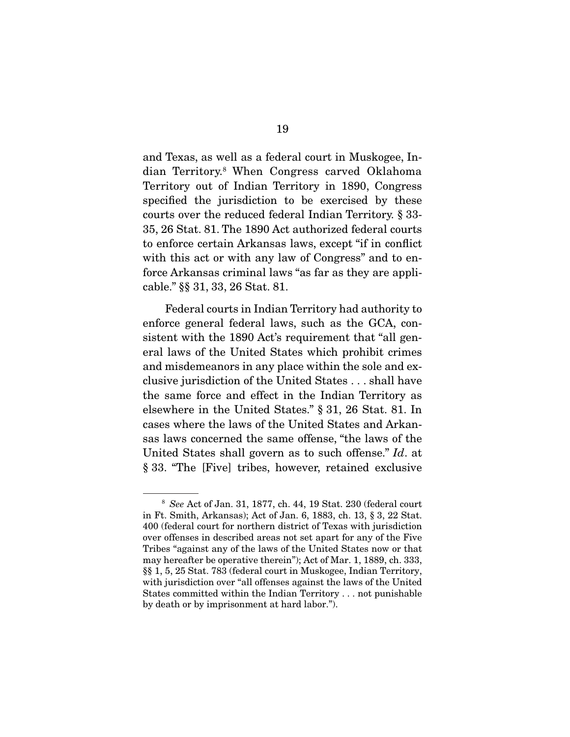and Texas, as well as a federal court in Muskogee, Indian Territory.[8] When Congress carved Oklahoma Territory out of Indian Territory in 1890, Congress specified the jurisdiction to be exercised by these courts over the reduced federal Indian Territory. § 33-35, 26 Stat. 81. The 1890 Act authorized federal courts to enforce certain Arkansas laws, except "if in conflict with this act or with any law of Congress" and to enforce Arkansas criminal laws "as far as they are applicable." §§ 31, 33, 26 Stat. 81.

Federal courts in Indian Territory had authority to enforce general federal laws, such as the GCA, consistent with the 1890 Act's requirement that "all general laws of the United States which prohibit crimes and misdemeanors in any place within the sole and exclusive jurisdiction of the United States . . . shall have the same force and effect in the Indian Territory as elsewhere in the United States." § 31, 26 Stat. 81. In cases where the laws of the United States and Arkansas laws concerned the same offense, "the laws of the United States shall govern as to such offense." *Id*. at § 33. "The [Five] tribes, however, retained exclusive

---

[8] *See* Act of Jan. 31, 1877, ch. 44, 19 Stat. 230 (federal court in Ft. Smith, Arkansas); Act of Jan. 6, 1883, ch. 13, § 3, 22 Stat. 400 (federal court for northern district of Texas with jurisdiction over offenses in described areas not set apart for any of the Five Tribes "against any of the laws of the United States now or that may hereafter be operative therein"); Act of Mar. 1, 1889, ch. 333, §§ 1, 5, 25 Stat. 783 (federal court in Muskogee, Indian Territory, with jurisdiction over "all offenses against the laws of the United States committed within the Indian Territory . . . not punishable by death or by imprisonment at hard labor.").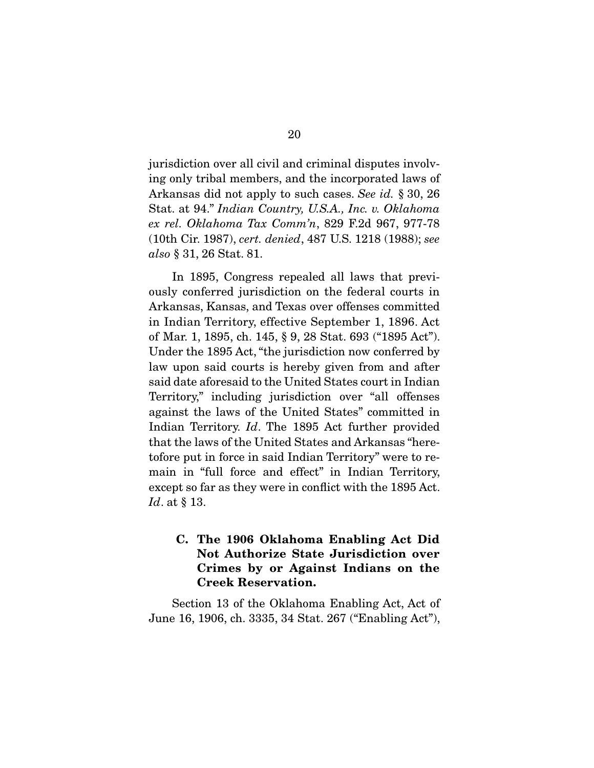jurisdiction over all civil and criminal disputes involving only tribal members, and the incorporated laws of Arkansas did not apply to such cases. *See id.* § 30, 26 Stat. at 94." *Indian Country, U.S.A., Inc. v. Oklahoma ex rel. Oklahoma Tax Comm'n*, 829 F.2d 967, 977-78 (10th Cir. 1987), *cert. denied*, 487 U.S. 1218 (1988); *see also* § 31, 26 Stat. 81.

In 1895, Congress repealed all laws that previously conferred jurisdiction on the federal courts in Arkansas, Kansas, and Texas over offenses committed in Indian Territory, effective September 1, 1896. Act of Mar. 1, 1895, ch. 145, § 9, 28 Stat. 693 ("1895 Act"). Under the 1895 Act, "the jurisdiction now conferred by law upon said courts is hereby given from and after said date aforesaid to the United States court in Indian Territory," including jurisdiction over "all offenses against the laws of the United States" committed in Indian Territory. *Id*. The 1895 Act further provided that the laws of the United States and Arkansas "heretofore put in force in said Indian Territory" were to remain in "full force and effect" in Indian Territory, except so far as they were in conflict with the 1895 Act. *Id*. at § 13.

### C. The 1906 Oklahoma Enabling Act Did Not Authorize State Jurisdiction over Crimes by or Against Indians on the Creek Reservation.

Section 13 of the Oklahoma Enabling Act, Act of June 16, 1906, ch. 3335, 34 Stat. 267 ("Enabling Act"),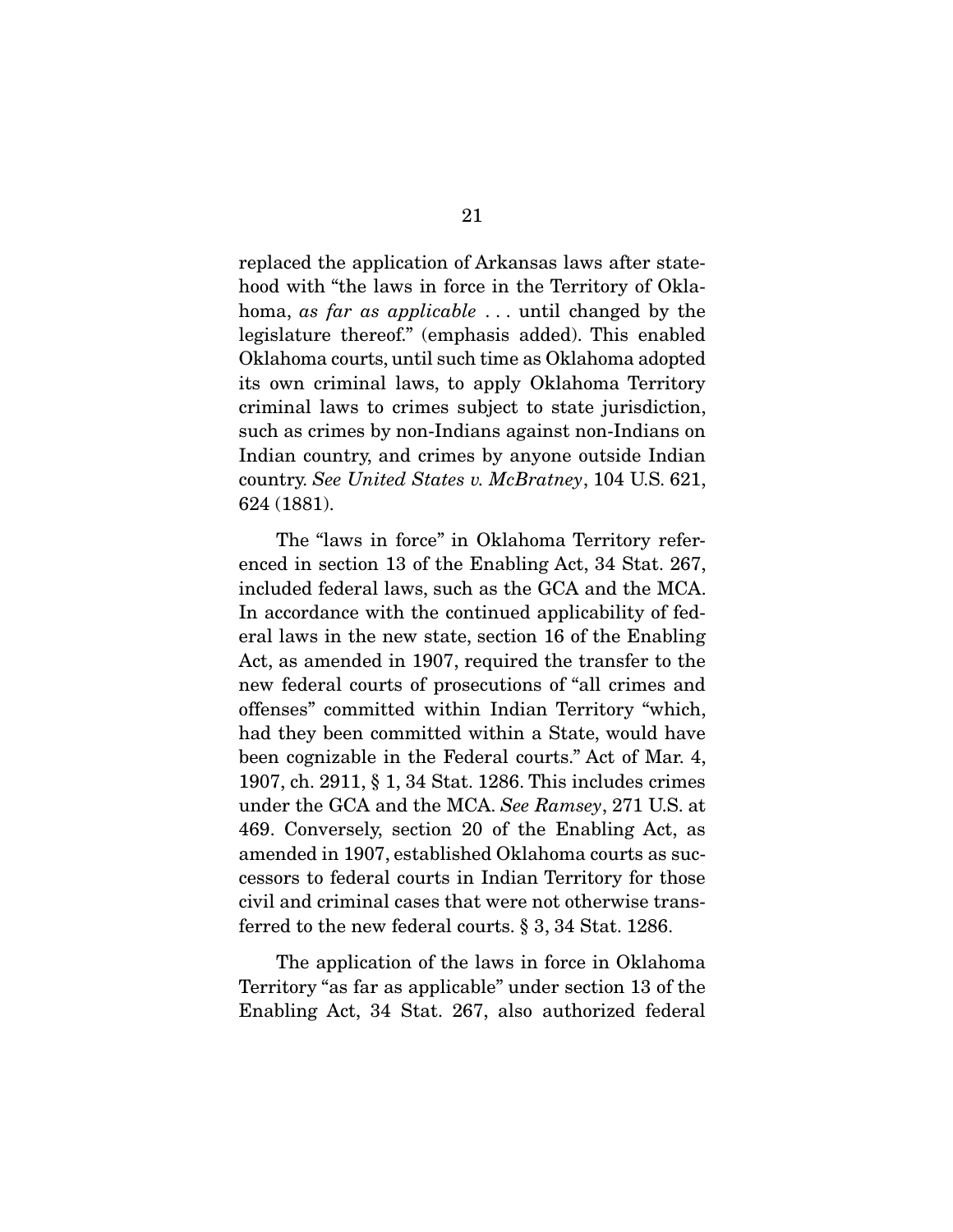replaced the application of Arkansas laws after statehood with "the laws in force in the Territory of Oklahoma, *as far as applicable* . . . until changed by the legislature thereof." (emphasis added). This enabled Oklahoma courts, until such time as Oklahoma adopted its own criminal laws, to apply Oklahoma Territory criminal laws to crimes subject to state jurisdiction, such as crimes by non-Indians against non-Indians on Indian country, and crimes by anyone outside Indian country. *See United States v. McBratney*, 104 U.S. 621, 624 (1881).

The "laws in force" in Oklahoma Territory referenced in section 13 of the Enabling Act, 34 Stat. 267, included federal laws, such as the GCA and the MCA. In accordance with the continued applicability of federal laws in the new state, section 16 of the Enabling Act, as amended in 1907, required the transfer to the new federal courts of prosecutions of "all crimes and offenses" committed within Indian Territory "which, had they been committed within a State, would have been cognizable in the Federal courts." Act of Mar. 4, 1907, ch. 2911, § 1, 34 Stat. 1286. This includes crimes under the GCA and the MCA. *See Ramsey*, 271 U.S. at 469. Conversely, section 20 of the Enabling Act, as amended in 1907, established Oklahoma courts as successors to federal courts in Indian Territory for those civil and criminal cases that were not otherwise transferred to the new federal courts. § 3, 34 Stat. 1286.

The application of the laws in force in Oklahoma Territory "as far as applicable" under section 13 of the Enabling Act, 34 Stat. 267, also authorized federal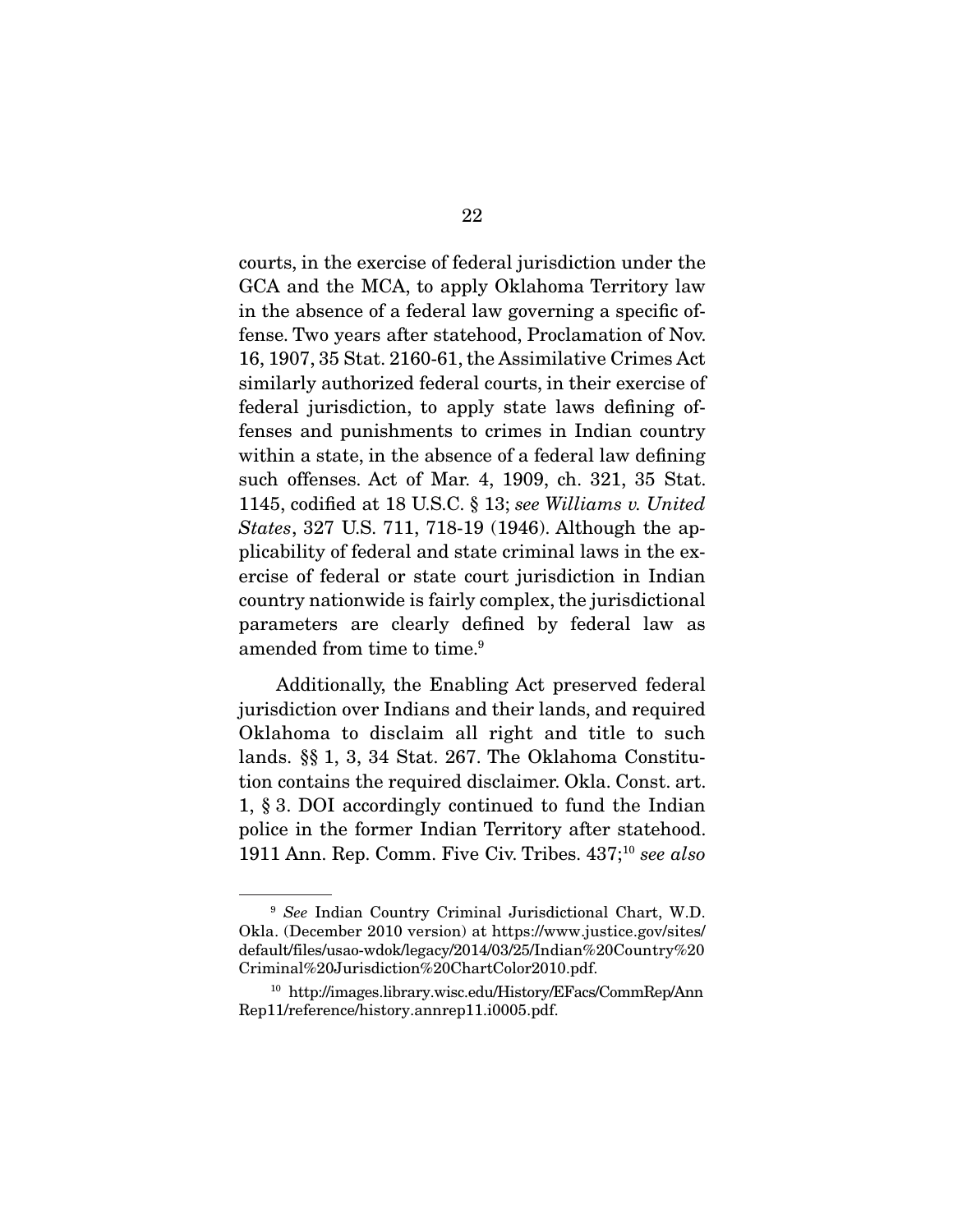courts, in the exercise of federal jurisdiction under the GCA and the MCA, to apply Oklahoma Territory law in the absence of a federal law governing a specific offense. Two years after statehood, Proclamation of Nov. 16, 1907, 35 Stat. 2160-61, the Assimilative Crimes Act similarly authorized federal courts, in their exercise of federal jurisdiction, to apply state laws defining offenses and punishments to crimes in Indian country within a state, in the absence of a federal law defining such offenses. Act of Mar. 4, 1909, ch. 321, 35 Stat. 1145, codified at 18 U.S.C. § 13; *see Williams v. United States*, 327 U.S. 711, 718-19 (1946). Although the applicability of federal and state criminal laws in the exercise of federal or state court jurisdiction in Indian country nationwide is fairly complex, the jurisdictional parameters are clearly defined by federal law as amended from time to time.[9]

Additionally, the Enabling Act preserved federal jurisdiction over Indians and their lands, and required Oklahoma to disclaim all right and title to such lands. §§ 1, 3, 34 Stat. 267. The Oklahoma Constitution contains the required disclaimer. Okla. Const. art. 1, § 3. DOI accordingly continued to fund the Indian police in the former Indian Territory after statehood. 1911 Ann. Rep. Comm. Five Civ. Tribes. 437;[10] *see also*

---

[9] *See* Indian Country Criminal Jurisdictional Chart, W.D. Okla. (December 2010 version) at https://www.justice.gov/sites/default/files/usao-wdok/legacy/2014/03/25/Indian%20Country%20Criminal%20Jurisdiction%20ChartColor2010.pdf.

[10] http://images.library.wisc.edu/History/EFacs/CommRep/AnnRep11/reference/history.annrep11.i0005.pdf.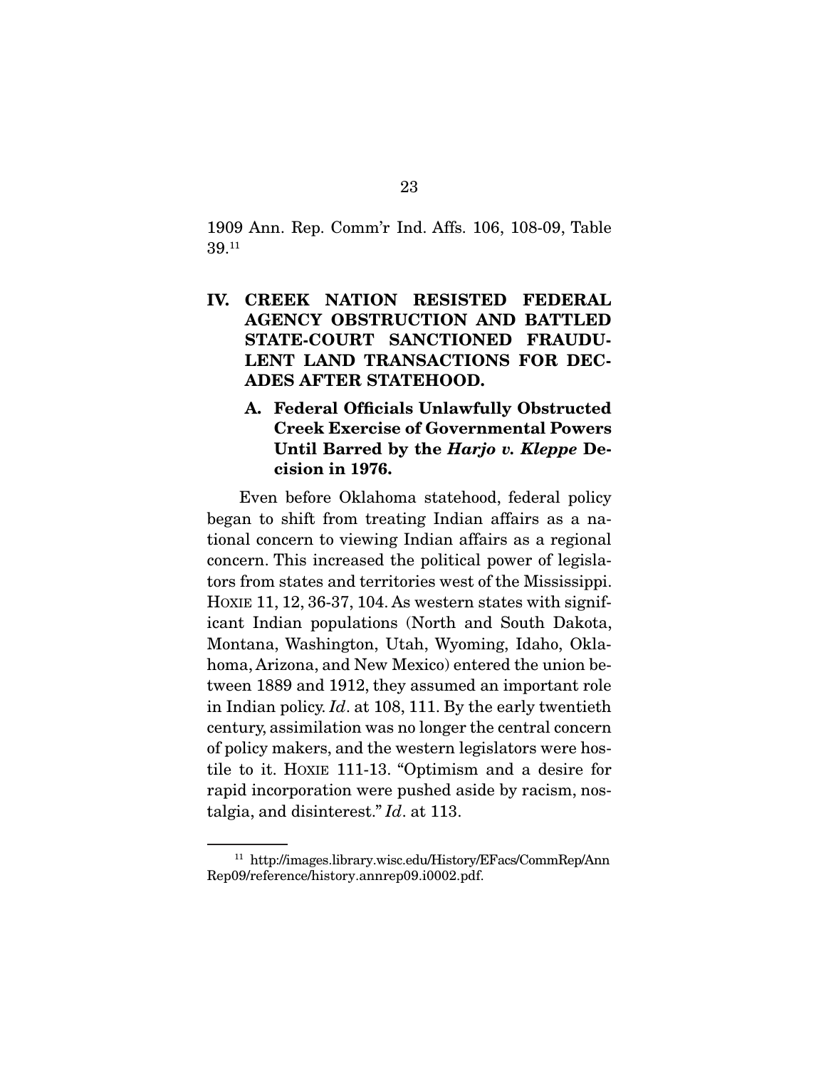1909 Ann. Rep. Comm'r Ind. Affs. 106, 108-09, Table 39.[11]

## IV. CREEK NATION RESISTED FEDERAL AGENCY OBSTRUCTION AND BATTLED STATE-COURT SANCTIONED FRAUDULENT LAND TRANSACTIONS FOR DECADES AFTER STATEHOOD.

### A. Federal Officials Unlawfully Obstructed Creek Exercise of Governmental Powers Until Barred by the *Harjo v. Kleppe* Decision in 1976.

Even before Oklahoma statehood, federal policy began to shift from treating Indian affairs as a national concern to viewing Indian affairs as a regional concern. This increased the political power of legislators from states and territories west of the Mississippi. HOXIE 11, 12, 36-37, 104. As western states with significant Indian populations (North and South Dakota, Montana, Washington, Utah, Wyoming, Idaho, Oklahoma, Arizona, and New Mexico) entered the union between 1889 and 1912, they assumed an important role in Indian policy. *Id*. at 108, 111. By the early twentieth century, assimilation was no longer the central concern of policy makers, and the western legislators were hostile to it. HOXIE 111-13. "Optimism and a desire for rapid incorporation were pushed aside by racism, nostalgia, and disinterest." *Id*. at 113.

---

[11] http://images.library.wisc.edu/History/EFacs/CommRep/AnnRep09/reference/history.annrep09.i0002.pdf.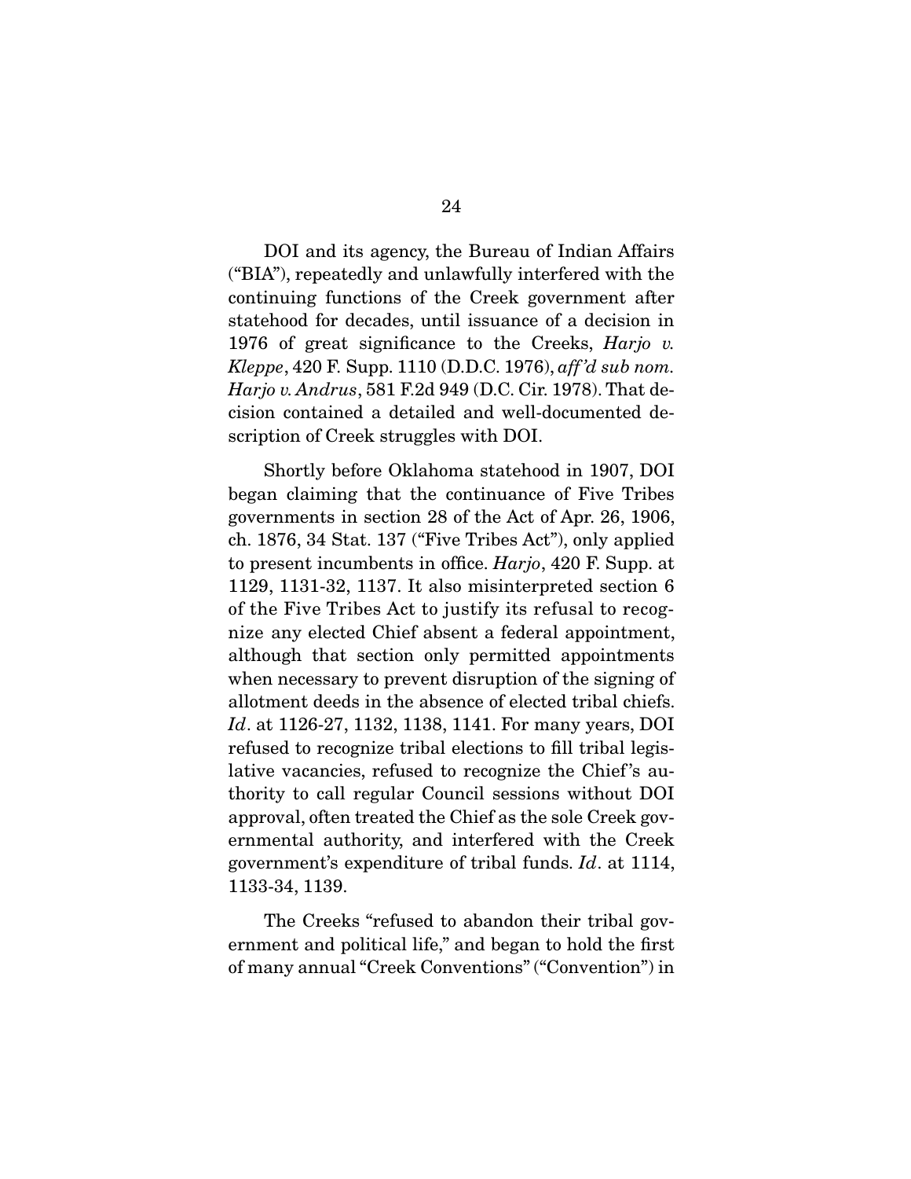DOI and its agency, the Bureau of Indian Affairs ("BIA"), repeatedly and unlawfully interfered with the continuing functions of the Creek government after statehood for decades, until issuance of a decision in 1976 of great significance to the Creeks, *Harjo v. Kleppe*, 420 F. Supp. 1110 (D.D.C. 1976), *aff'd sub nom. Harjo v. Andrus*, 581 F.2d 949 (D.C. Cir. 1978). That decision contained a detailed and well-documented description of Creek struggles with DOI.

Shortly before Oklahoma statehood in 1907, DOI began claiming that the continuance of Five Tribes governments in section 28 of the Act of Apr. 26, 1906, ch. 1876, 34 Stat. 137 ("Five Tribes Act"), only applied to present incumbents in office. *Harjo*, 420 F. Supp. at 1129, 1131-32, 1137. It also misinterpreted section 6 of the Five Tribes Act to justify its refusal to recognize any elected Chief absent a federal appointment, although that section only permitted appointments when necessary to prevent disruption of the signing of allotment deeds in the absence of elected tribal chiefs. *Id*. at 1126-27, 1132, 1138, 1141. For many years, DOI refused to recognize tribal elections to fill tribal legislative vacancies, refused to recognize the Chief's authority to call regular Council sessions without DOI approval, often treated the Chief as the sole Creek governmental authority, and interfered with the Creek government's expenditure of tribal funds. *Id*. at 1114, 1133-34, 1139.

The Creeks "refused to abandon their tribal government and political life," and began to hold the first of many annual "Creek Conventions" ("Convention") in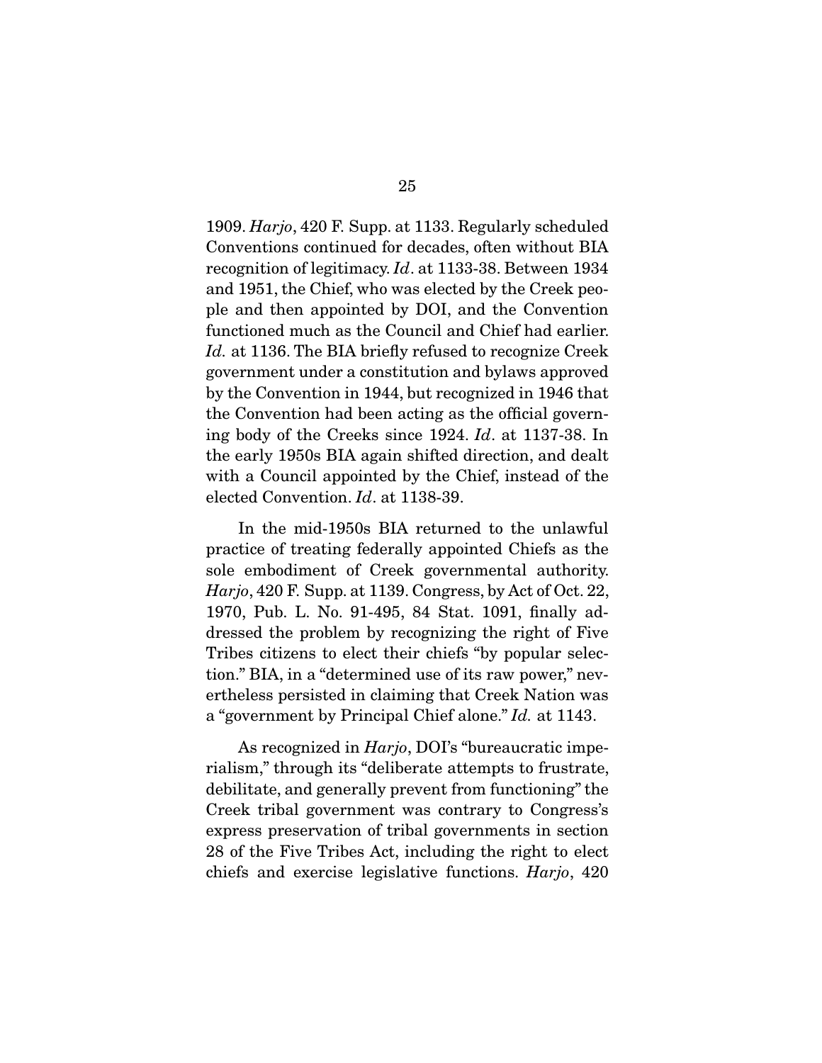1909. *Harjo*, 420 F. Supp. at 1133. Regularly scheduled Conventions continued for decades, often without BIA recognition of legitimacy. *Id*. at 1133-38. Between 1934 and 1951, the Chief, who was elected by the Creek people and then appointed by DOI, and the Convention functioned much as the Council and Chief had earlier. *Id.* at 1136. The BIA briefly refused to recognize Creek government under a constitution and bylaws approved by the Convention in 1944, but recognized in 1946 that the Convention had been acting as the official governing body of the Creeks since 1924. *Id*. at 1137-38. In the early 1950s BIA again shifted direction, and dealt with a Council appointed by the Chief, instead of the elected Convention. *Id*. at 1138-39.

In the mid-1950s BIA returned to the unlawful practice of treating federally appointed Chiefs as the sole embodiment of Creek governmental authority. *Harjo*, 420 F. Supp. at 1139. Congress, by Act of Oct. 22, 1970, Pub. L. No. 91-495, 84 Stat. 1091, finally addressed the problem by recognizing the right of Five Tribes citizens to elect their chiefs "by popular selection." BIA, in a "determined use of its raw power," nevertheless persisted in claiming that Creek Nation was a "government by Principal Chief alone." *Id.* at 1143.

As recognized in *Harjo*, DOI's "bureaucratic imperialism," through its "deliberate attempts to frustrate, debilitate, and generally prevent from functioning" the Creek tribal government was contrary to Congress's express preservation of tribal governments in section 28 of the Five Tribes Act, including the right to elect chiefs and exercise legislative functions. *Harjo*, 420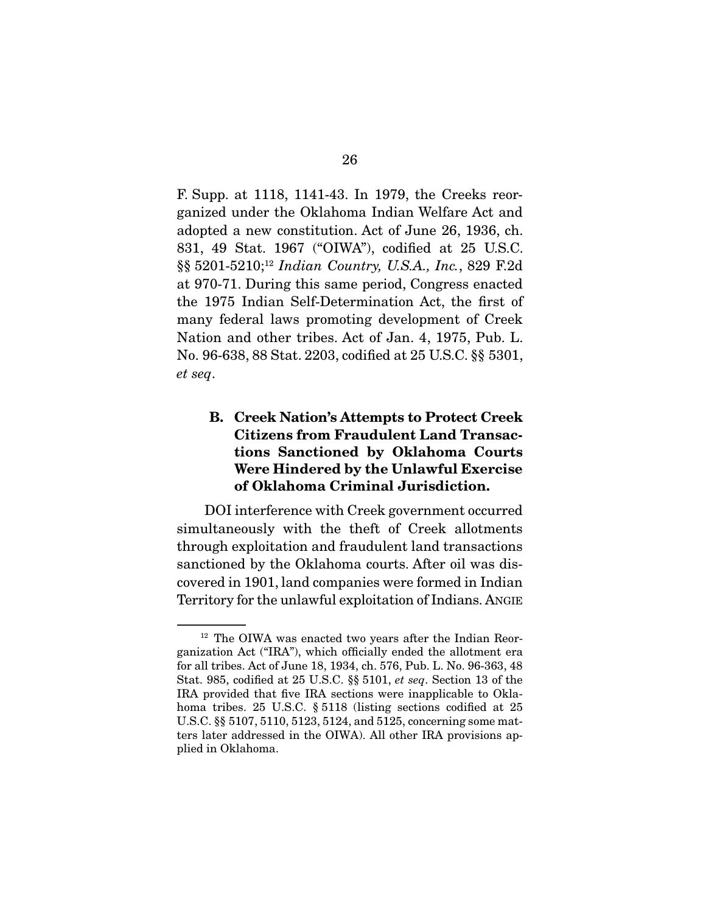F. Supp. at 1118, 1141-43. In 1979, the Creeks reorganized under the Oklahoma Indian Welfare Act and adopted a new constitution. Act of June 26, 1936, ch. 831, 49 Stat. 1967 ("OIWA"), codified at 25 U.S.C. §§ 5201-5210;[12] *Indian Country, U.S.A., Inc.*, 829 F.2d at 970-71. During this same period, Congress enacted the 1975 Indian Self-Determination Act, the first of many federal laws promoting development of Creek Nation and other tribes. Act of Jan. 4, 1975, Pub. L. No. 96-638, 88 Stat. 2203, codified at 25 U.S.C. §§ 5301, *et seq*.

### B. Creek Nation's Attempts to Protect Creek Citizens from Fraudulent Land Transactions Sanctioned by Oklahoma Courts Were Hindered by the Unlawful Exercise of Oklahoma Criminal Jurisdiction.

DOI interference with Creek government occurred simultaneously with the theft of Creek allotments through exploitation and fraudulent land transactions sanctioned by the Oklahoma courts. After oil was discovered in 1901, land companies were formed in Indian Territory for the unlawful exploitation of Indians. ANGIE

---

[12] The OIWA was enacted two years after the Indian Reorganization Act ("IRA"), which officially ended the allotment era for all tribes. Act of June 18, 1934, ch. 576, Pub. L. No. 96-363, 48 Stat. 985, codified at 25 U.S.C. §§ 5101, *et seq*. Section 13 of the IRA provided that five IRA sections were inapplicable to Oklahoma tribes. 25 U.S.C. § 5118 (listing sections codified at 25 U.S.C. §§ 5107, 5110, 5123, 5124, and 5125, concerning some matters later addressed in the OIWA). All other IRA provisions applied in Oklahoma.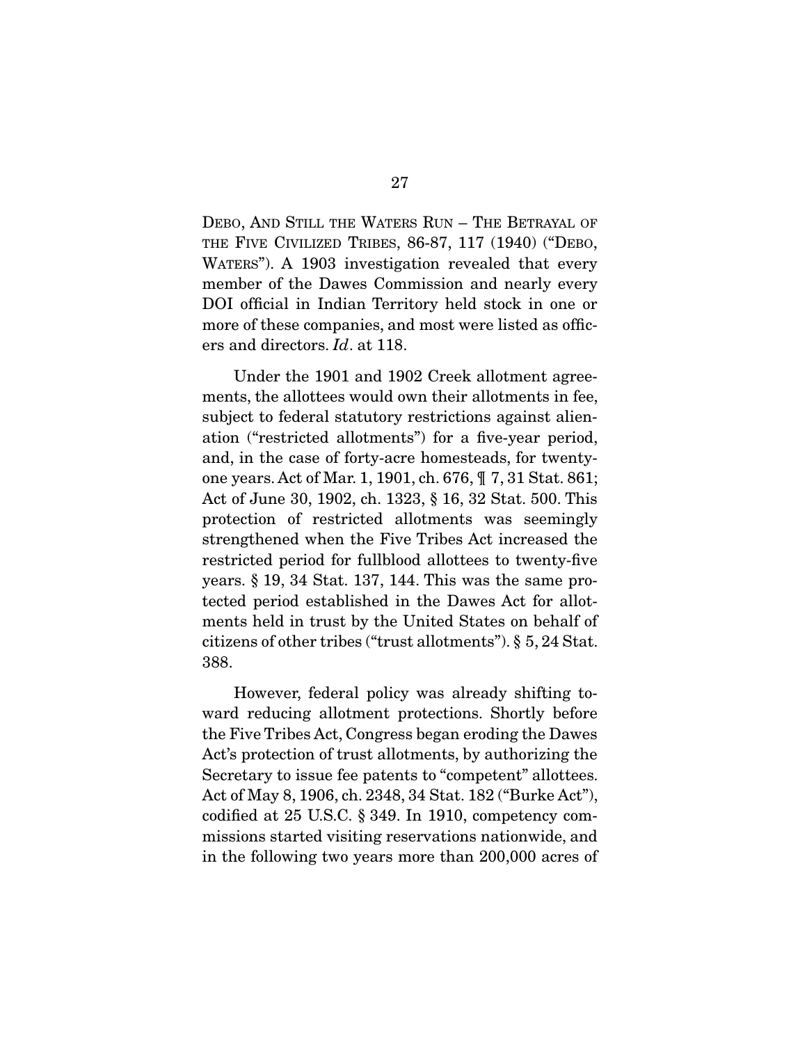DEBO, AND STILL THE WATERS RUN – THE BETRAYAL OF THE FIVE CIVILIZED TRIBES, 86-87, 117 (1940) ("DEBO, WATERS"). A 1903 investigation revealed that every member of the Dawes Commission and nearly every DOI official in Indian Territory held stock in one or more of these companies, and most were listed as officers and directors. *Id*. at 118.

Under the 1901 and 1902 Creek allotment agreements, the allottees would own their allotments in fee, subject to federal statutory restrictions against alienation ("restricted allotments") for a five-year period, and, in the case of forty-acre homesteads, for twenty-one years. Act of Mar. 1, 1901, ch. 676, ¶ 7, 31 Stat. 861; Act of June 30, 1902, ch. 1323, § 16, 32 Stat. 500. This protection of restricted allotments was seemingly strengthened when the Five Tribes Act increased the restricted period for fullblood allottees to twenty-five years. § 19, 34 Stat. 137, 144. This was the same protected period established in the Dawes Act for allotments held in trust by the United States on behalf of citizens of other tribes ("trust allotments"). § 5, 24 Stat. 388.

However, federal policy was already shifting toward reducing allotment protections. Shortly before the Five Tribes Act, Congress began eroding the Dawes Act's protection of trust allotments, by authorizing the Secretary to issue fee patents to "competent" allottees. Act of May 8, 1906, ch. 2348, 34 Stat. 182 ("Burke Act"), codified at 25 U.S.C. § 349. In 1910, competency commissions started visiting reservations nationwide, and in the following two years more than 200,000 acres of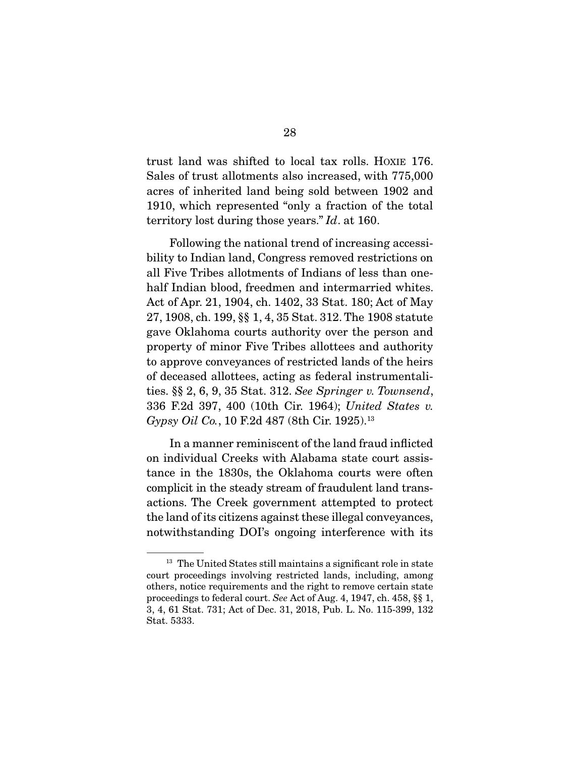trust land was shifted to local tax rolls. HOXIE 176. Sales of trust allotments also increased, with 775,000 acres of inherited land being sold between 1902 and 1910, which represented "only a fraction of the total territory lost during those years." *Id*. at 160.

Following the national trend of increasing accessibility to Indian land, Congress removed restrictions on all Five Tribes allotments of Indians of less than one-half Indian blood, freedmen and intermarried whites. Act of Apr. 21, 1904, ch. 1402, 33 Stat. 180; Act of May 27, 1908, ch. 199, §§ 1, 4, 35 Stat. 312. The 1908 statute gave Oklahoma courts authority over the person and property of minor Five Tribes allottees and authority to approve conveyances of restricted lands of the heirs of deceased allottees, acting as federal instrumentalities. §§ 2, 6, 9, 35 Stat. 312. *See Springer v. Townsend*, 336 F.2d 397, 400 (10th Cir. 1964); *United States v. Gypsy Oil Co.*, 10 F.2d 487 (8th Cir. 1925).[13]

In a manner reminiscent of the land fraud inflicted on individual Creeks with Alabama state court assistance in the 1830s, the Oklahoma courts were often complicit in the steady stream of fraudulent land transactions. The Creek government attempted to protect the land of its citizens against these illegal conveyances, notwithstanding DOI's ongoing interference with its

[13] The United States still maintains a significant role in state court proceedings involving restricted lands, including, among others, notice requirements and the right to remove certain state proceedings to federal court. *See* Act of Aug. 4, 1947, ch. 458, §§ 1, 3, 4, 61 Stat. 731; Act of Dec. 31, 2018, Pub. L. No. 115-399, 132 Stat. 5333.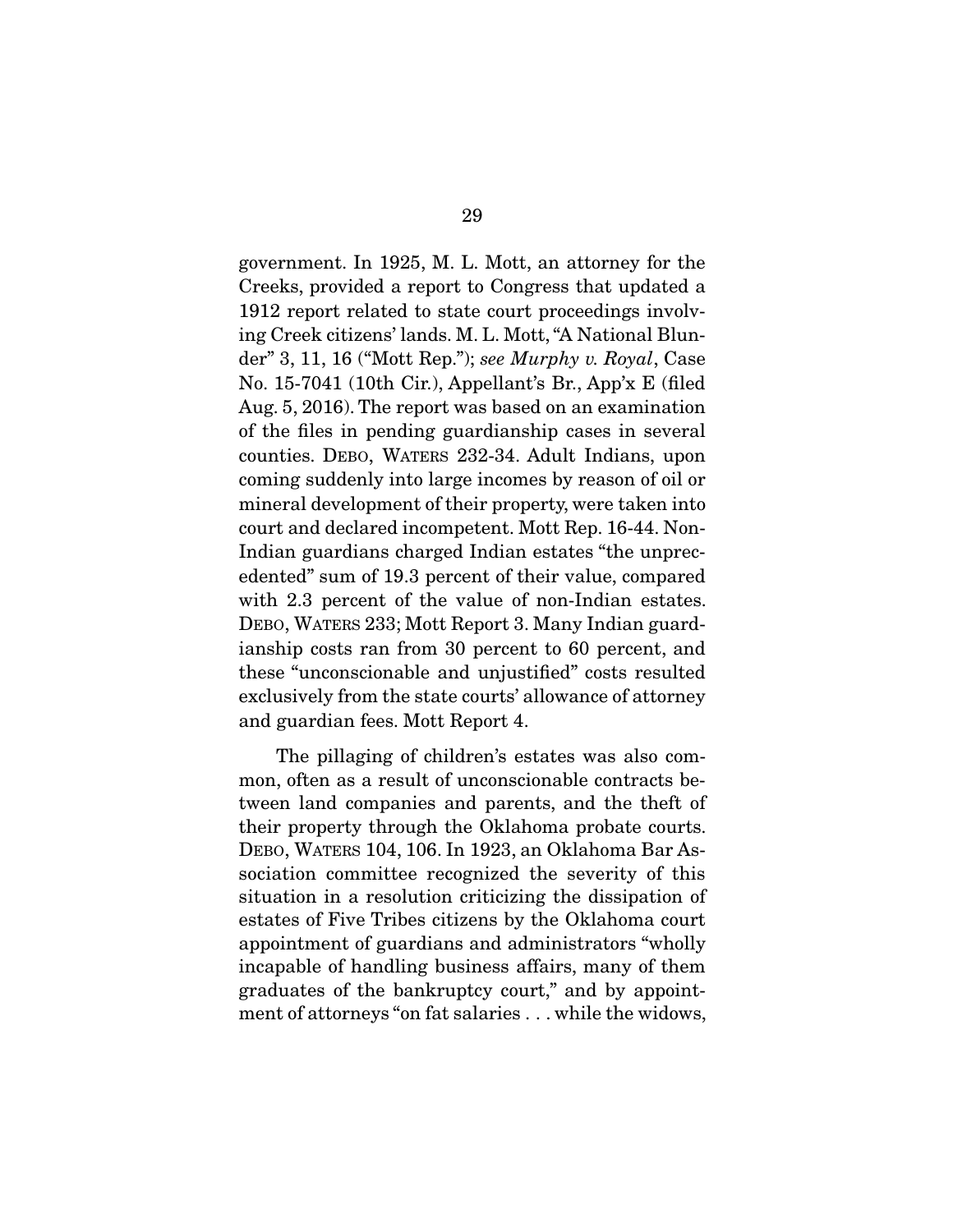government. In 1925, M. L. Mott, an attorney for the Creeks, provided a report to Congress that updated a 1912 report related to state court proceedings involving Creek citizens' lands. M. L. Mott, "A National Blunder" 3, 11, 16 ("Mott Rep."); *see Murphy v. Royal*, Case No. 15-7041 (10th Cir.), Appellant's Br., App'x E (filed Aug. 5, 2016). The report was based on an examination of the files in pending guardianship cases in several counties. DEBO, WATERS 232-34. Adult Indians, upon coming suddenly into large incomes by reason of oil or mineral development of their property, were taken into court and declared incompetent. Mott Rep. 16-44. Non-Indian guardians charged Indian estates "the unprecedented" sum of 19.3 percent of their value, compared with 2.3 percent of the value of non-Indian estates. DEBO, WATERS 233; Mott Report 3. Many Indian guardianship costs ran from 30 percent to 60 percent, and these "unconscionable and unjustified" costs resulted exclusively from the state courts' allowance of attorney and guardian fees. Mott Report 4.

The pillaging of children's estates was also common, often as a result of unconscionable contracts between land companies and parents, and the theft of their property through the Oklahoma probate courts. DEBO, WATERS 104, 106. In 1923, an Oklahoma Bar Association committee recognized the severity of this situation in a resolution criticizing the dissipation of estates of Five Tribes citizens by the Oklahoma court appointment of guardians and administrators "wholly incapable of handling business affairs, many of them graduates of the bankruptcy court," and by appointment of attorneys "on fat salaries . . . while the widows,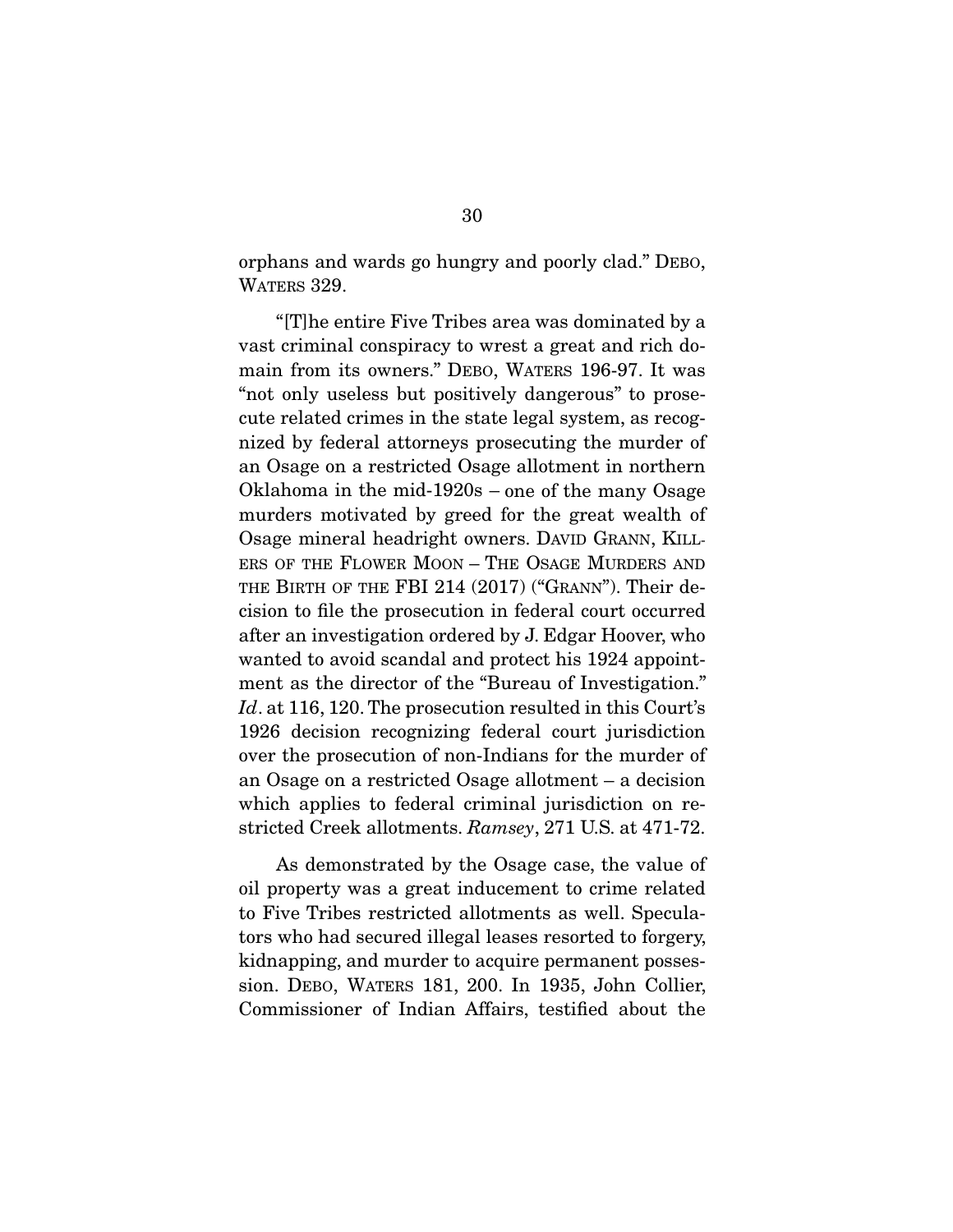orphans and wards go hungry and poorly clad." DEBO, WATERS 329.

"[T]he entire Five Tribes area was dominated by a vast criminal conspiracy to wrest a great and rich domain from its owners." DEBO, WATERS 196-97. It was "not only useless but positively dangerous" to prosecute related crimes in the state legal system, as recognized by federal attorneys prosecuting the murder of an Osage on a restricted Osage allotment in northern Oklahoma in the mid-1920s – one of the many Osage murders motivated by greed for the great wealth of Osage mineral headright owners. DAVID GRANN, KILLERS OF THE FLOWER MOON – THE OSAGE MURDERS AND THE BIRTH OF THE FBI 214 (2017) ("GRANN"). Their decision to file the prosecution in federal court occurred after an investigation ordered by J. Edgar Hoover, who wanted to avoid scandal and protect his 1924 appointment as the director of the "Bureau of Investigation." *Id*. at 116, 120. The prosecution resulted in this Court's 1926 decision recognizing federal court jurisdiction over the prosecution of non-Indians for the murder of an Osage on a restricted Osage allotment – a decision which applies to federal criminal jurisdiction on restricted Creek allotments. *Ramsey*, 271 U.S. at 471-72.

As demonstrated by the Osage case, the value of oil property was a great inducement to crime related to Five Tribes restricted allotments as well. Speculators who had secured illegal leases resorted to forgery, kidnapping, and murder to acquire permanent possession. DEBO, WATERS 181, 200. In 1935, John Collier, Commissioner of Indian Affairs, testified about the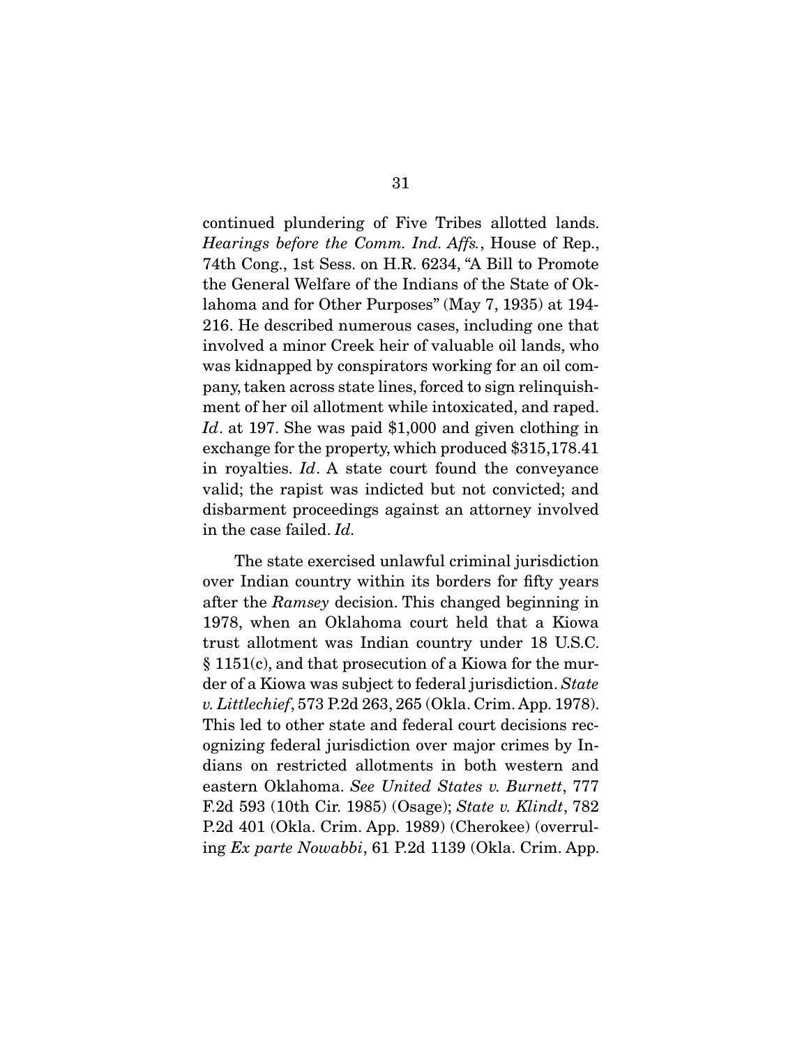continued plundering of Five Tribes allotted lands. *Hearings before the Comm. Ind. Affs.*, House of Rep., 74th Cong., 1st Sess. on H.R. 6234, "A Bill to Promote the General Welfare of the Indians of the State of Oklahoma and for Other Purposes" (May 7, 1935) at 194-216. He described numerous cases, including one that involved a minor Creek heir of valuable oil lands, who was kidnapped by conspirators working for an oil company, taken across state lines, forced to sign relinquishment of her oil allotment while intoxicated, and raped. *Id*. at 197. She was paid $1,000 and given clothing in exchange for the property, which produced $315,178.41 in royalties. *Id*. A state court found the conveyance valid; the rapist was indicted but not convicted; and disbarment proceedings against an attorney involved in the case failed. *Id.*

The state exercised unlawful criminal jurisdiction over Indian country within its borders for fifty years after the *Ramsey* decision. This changed beginning in 1978, when an Oklahoma court held that a Kiowa trust allotment was Indian country under 18 U.S.C. § 1151(c), and that prosecution of a Kiowa for the murder of a Kiowa was subject to federal jurisdiction. *State v. Littlechief*, 573 P.2d 263, 265 (Okla. Crim. App. 1978). This led to other state and federal court decisions recognizing federal jurisdiction over major crimes by Indians on restricted allotments in both western and eastern Oklahoma. *See United States v. Burnett*, 777 F.2d 593 (10th Cir. 1985) (Osage); *State v. Klindt*, 782 P.2d 401 (Okla. Crim. App. 1989) (Cherokee) (overruling *Ex parte Nowabbi*, 61 P.2d 1139 (Okla. Crim. App.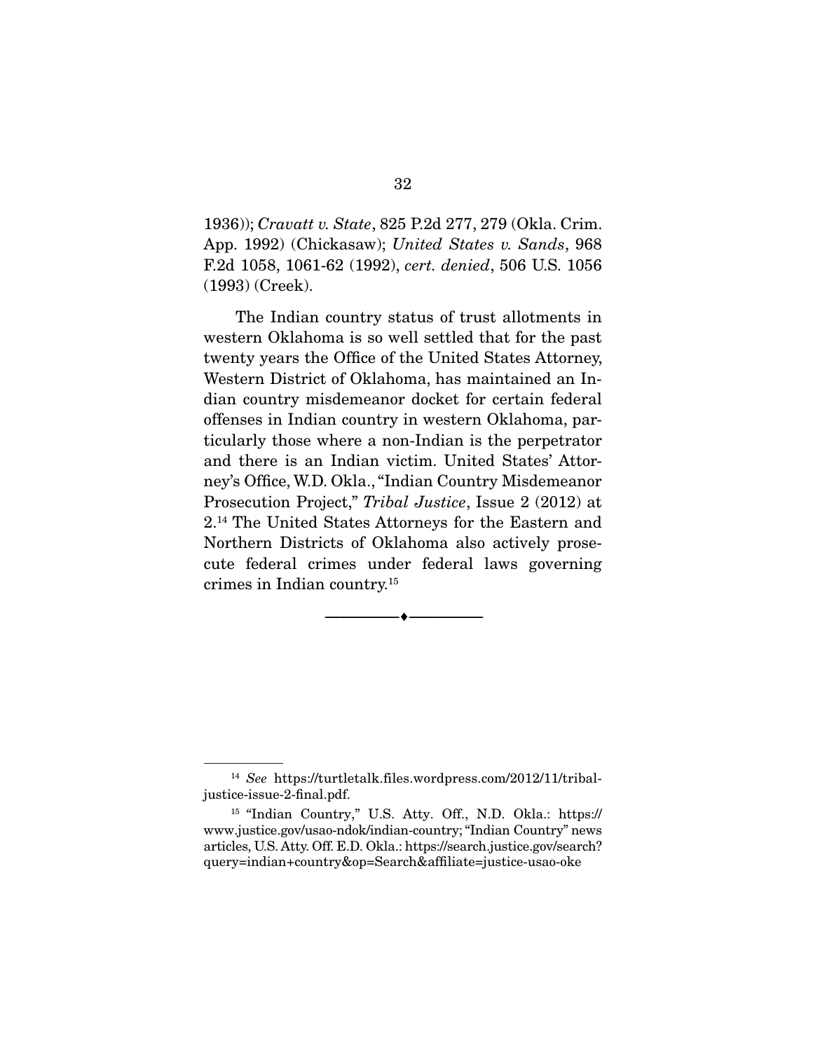1936)); *Cravatt v. State*, 825 P.2d 277, 279 (Okla. Crim. App. 1992) (Chickasaw); *United States v. Sands*, 968 F.2d 1058, 1061-62 (1992), *cert. denied*, 506 U.S. 1056 (1993) (Creek).

The Indian country status of trust allotments in western Oklahoma is so well settled that for the past twenty years the Office of the United States Attorney, Western District of Oklahoma, has maintained an Indian country misdemeanor docket for certain federal offenses in Indian country in western Oklahoma, particularly those where a non-Indian is the perpetrator and there is an Indian victim. United States' Attorney's Office, W.D. Okla., "Indian Country Misdemeanor Prosecution Project," *Tribal Justice*, Issue 2 (2012) at 2.[14] The United States Attorneys for the Eastern and Northern Districts of Oklahoma also actively prosecute federal crimes under federal laws governing crimes in Indian country.[15]

---

[14] *See* https://turtletalk.files.wordpress.com/2012/11/tribal-justice-issue-2-final.pdf.

[15] "Indian Country," U.S. Atty. Off., N.D. Okla.: https://www.justice.gov/usao-ndok/indian-country; "Indian Country" news articles, U.S. Atty. Off. E.D. Okla.: https://search.justice.gov/search?query=indian+country&op=Search&affiliate=justice-usao-oke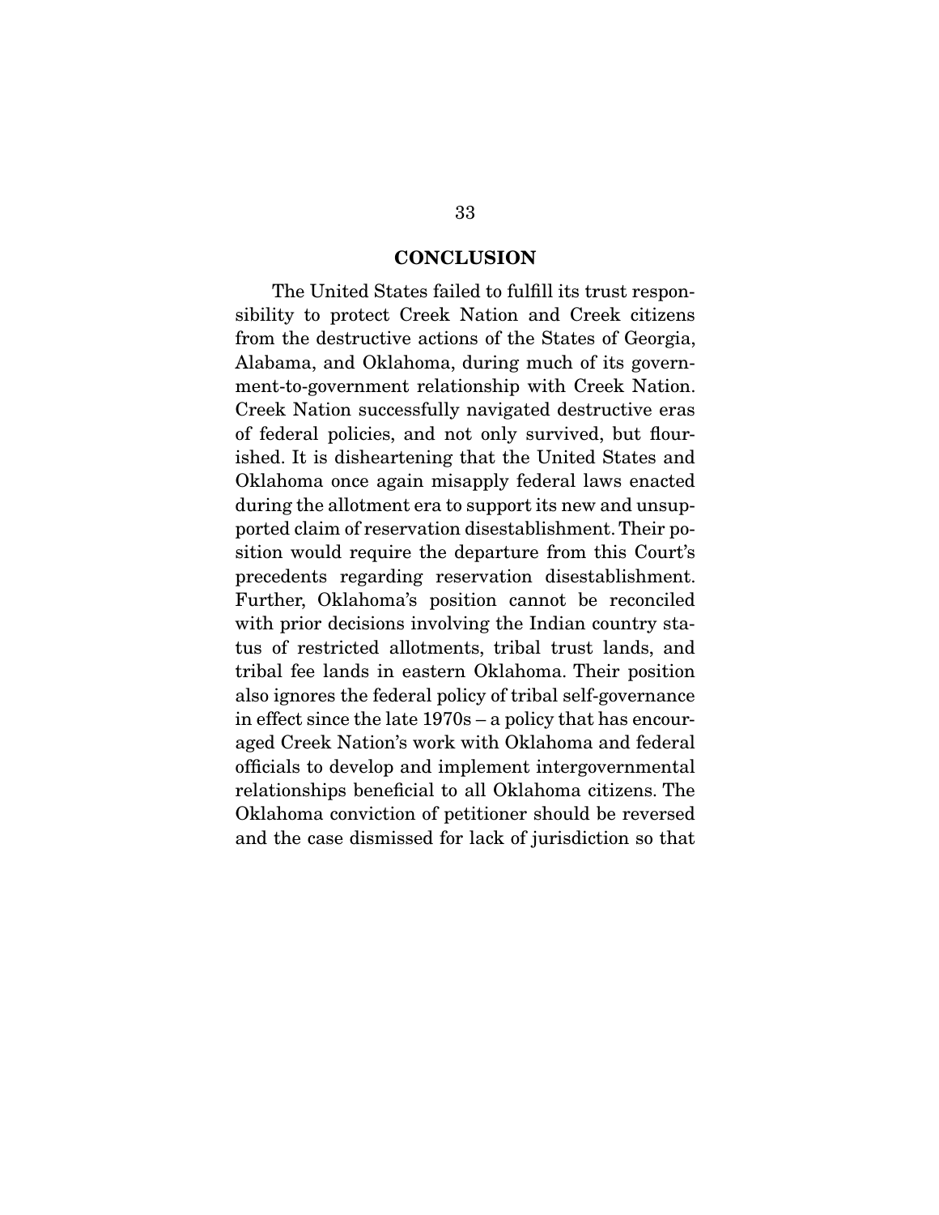## CONCLUSION

The United States failed to fulfill its trust responsibility to protect Creek Nation and Creek citizens from the destructive actions of the States of Georgia, Alabama, and Oklahoma, during much of its government-to-government relationship with Creek Nation. Creek Nation successfully navigated destructive eras of federal policies, and not only survived, but flourished. It is disheartening that the United States and Oklahoma once again misapply federal laws enacted during the allotment era to support its new and unsupported claim of reservation disestablishment. Their position would require the departure from this Court's precedents regarding reservation disestablishment. Further, Oklahoma's position cannot be reconciled with prior decisions involving the Indian country status of restricted allotments, tribal trust lands, and tribal fee lands in eastern Oklahoma. Their position also ignores the federal policy of tribal self-governance in effect since the late 1970s – a policy that has encouraged Creek Nation's work with Oklahoma and federal officials to develop and implement intergovernmental relationships beneficial to all Oklahoma citizens. The Oklahoma conviction of petitioner should be reversed and the case dismissed for lack of jurisdiction so that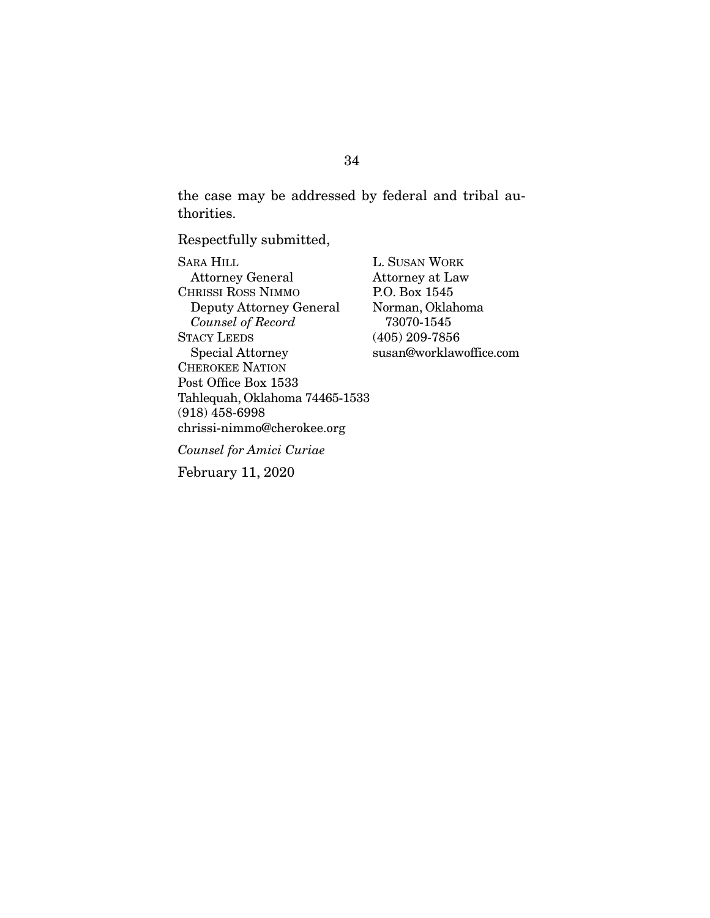the case may be addressed by federal and tribal authorities.

Respectfully submitted,

SARA HILL
Attorney General
CHRISSI ROSS NIMMO
Deputy Attorney General
*Counsel of Record*
STACY LEEDS
Special Attorney
CHEROKEE NATION
Post Office Box 1533
Tahlequah, Oklahoma 74465-1533
(918) 458-6998
chrissi-nimmo@cherokee.org

L. SUSAN WORK
Attorney at Law
P.O. Box 1545
Norman, Oklahoma
73070-1545
(405) 209-7856
susan@worklawoffice.com

*Counsel for Amici Curiae*

February 11, 2020